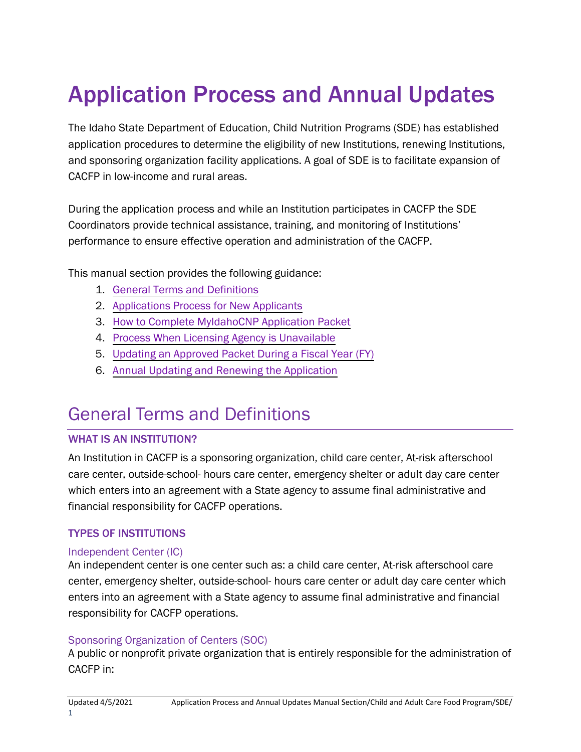# Application Process and Annual Updates

The Idaho State Department of Education, Child Nutrition Programs (SDE) has established application procedures to determine the eligibility of new Institutions, renewing Institutions, and sponsoring organization facility applications. A goal of SDE is to facilitate expansion of CACFP in low-income and rural areas.

During the application process and while an Institution participates in CACFP the SDE Coordinators provide technical assistance, training, and monitoring of Institutions' performance to ensure effective operation and administration of the CACFP.

This manual section provides the following guidance:

1. General Terms and Definitions
2. Applications Process for New Applicants
3. How to Complete MyIdahoCNP Application Packet
4. Process When Licensing Agency is Unavailable
5. Updating an Approved Packet During a Fiscal Year (FY)
6. Annual Updating and Renewing the Application

## General Terms and Definitions

### WHAT IS AN INSTITUTION?

An Institution in CACFP is a sponsoring organization, child care center, At-risk afterschool care center, outside-school- hours care center, emergency shelter or adult day care center which enters into an agreement with a State agency to assume final administrative and financial responsibility for CACFP operations.

### TYPES OF INSTITUTIONS

#### Independent Center (IC)

An independent center is one center such as: a child care center, At-risk afterschool care center, emergency shelter, outside-school- hours care center or adult day care center which enters into an agreement with a State agency to assume final administrative and financial responsibility for CACFP operations.

#### Sponsoring Organization of Centers (SOC)

A public or nonprofit private organization that is entirely responsible for the administration of CACFP in: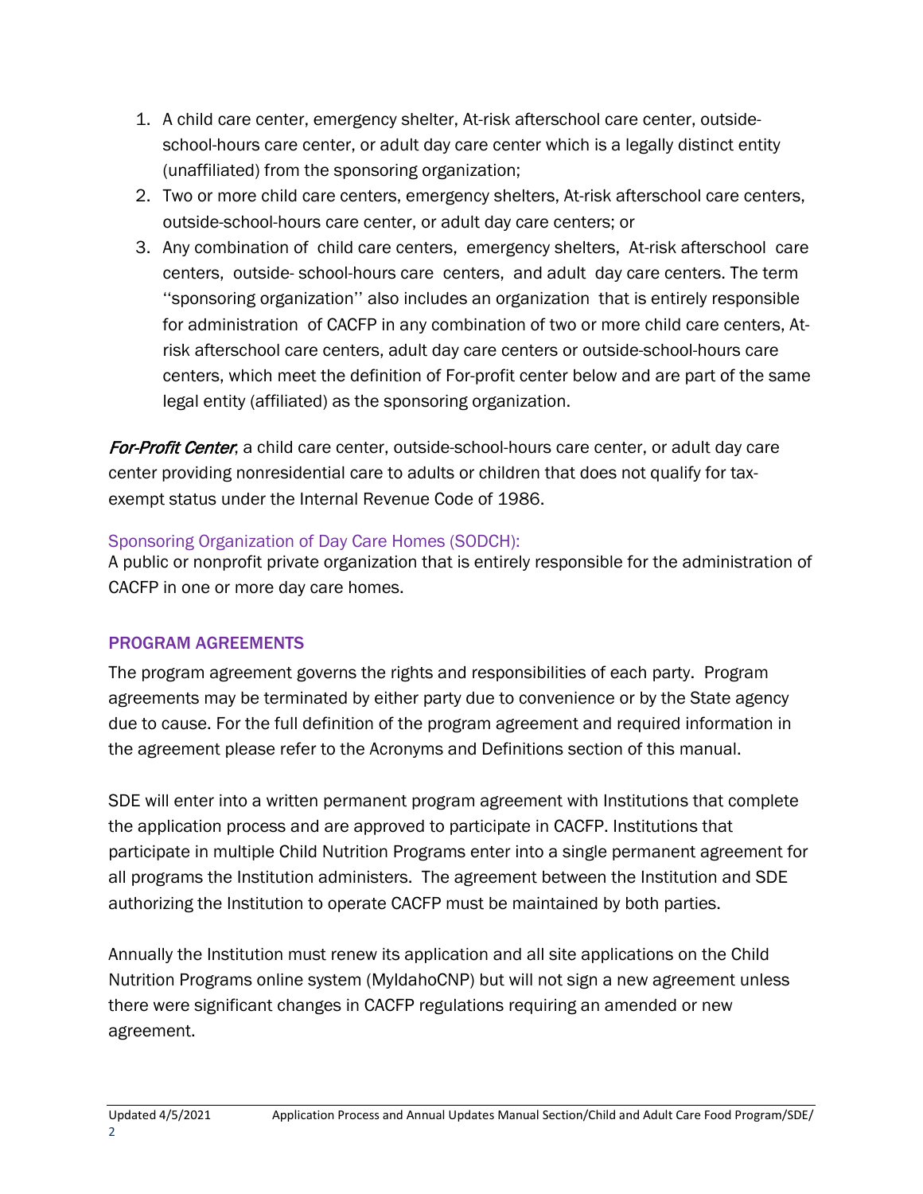1. A child care center, emergency shelter, At-risk afterschool care center, outside-school-hours care center, or adult day care center which is a legally distinct entity (unaffiliated) from the sponsoring organization;
2. Two or more child care centers, emergency shelters, At-risk afterschool care centers, outside-school-hours care center, or adult day care centers; or
3. Any combination of child care centers, emergency shelters, At-risk afterschool care centers, outside- school-hours care centers, and adult day care centers. The term ''sponsoring organization'' also includes an organization that is entirely responsible for administration of CACFP in any combination of two or more child care centers, At-risk afterschool care centers, adult day care centers or outside-school-hours care centers, which meet the definition of For-profit center below and are part of the same legal entity (affiliated) as the sponsoring organization.

***For-Profit Center***, a child care center, outside-school-hours care center, or adult day care center providing nonresidential care to adults or children that does not qualify for tax-exempt status under the Internal Revenue Code of 1986.

### Sponsoring Organization of Day Care Homes (SODCH):

A public or nonprofit private organization that is entirely responsible for the administration of CACFP in one or more day care homes.

## PROGRAM AGREEMENTS

The program agreement governs the rights and responsibilities of each party. Program agreements may be terminated by either party due to convenience or by the State agency due to cause. For the full definition of the program agreement and required information in the agreement please refer to the Acronyms and Definitions section of this manual.

SDE will enter into a written permanent program agreement with Institutions that complete the application process and are approved to participate in CACFP. Institutions that participate in multiple Child Nutrition Programs enter into a single permanent agreement for all programs the Institution administers. The agreement between the Institution and SDE authorizing the Institution to operate CACFP must be maintained by both parties.

Annually the Institution must renew its application and all site applications on the Child Nutrition Programs online system (MyIdahoCNP) but will not sign a new agreement unless there were significant changes in CACFP regulations requiring an amended or new agreement.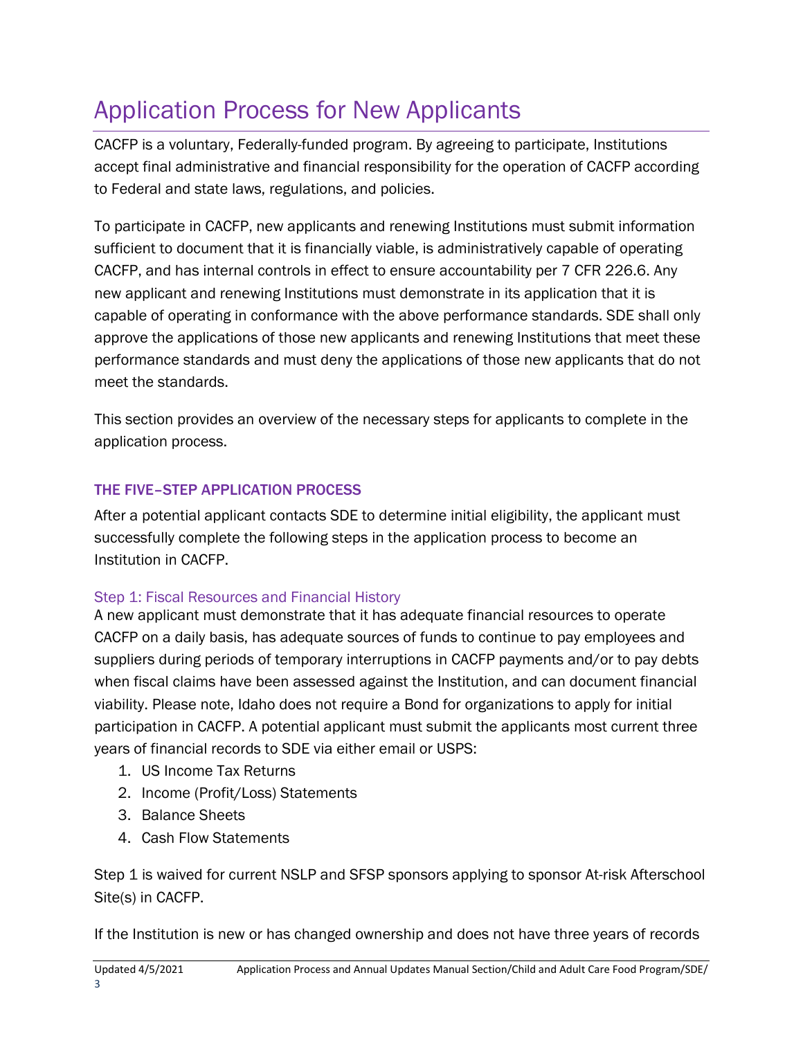# Application Process for New Applicants

CACFP is a voluntary, Federally-funded program. By agreeing to participate, Institutions accept final administrative and financial responsibility for the operation of CACFP according to Federal and state laws, regulations, and policies.

To participate in CACFP, new applicants and renewing Institutions must submit information sufficient to document that it is financially viable, is administratively capable of operating CACFP, and has internal controls in effect to ensure accountability per 7 CFR 226.6. Any new applicant and renewing Institutions must demonstrate in its application that it is capable of operating in conformance with the above performance standards. SDE shall only approve the applications of those new applicants and renewing Institutions that meet these performance standards and must deny the applications of those new applicants that do not meet the standards.

This section provides an overview of the necessary steps for applicants to complete in the application process.

## THE FIVE–STEP APPLICATION PROCESS

After a potential applicant contacts SDE to determine initial eligibility, the applicant must successfully complete the following steps in the application process to become an Institution in CACFP.

### Step 1: Fiscal Resources and Financial History

A new applicant must demonstrate that it has adequate financial resources to operate CACFP on a daily basis, has adequate sources of funds to continue to pay employees and suppliers during periods of temporary interruptions in CACFP payments and/or to pay debts when fiscal claims have been assessed against the Institution, and can document financial viability. Please note, Idaho does not require a Bond for organizations to apply for initial participation in CACFP. A potential applicant must submit the applicants most current three years of financial records to SDE via either email or USPS:

1. US Income Tax Returns
2. Income (Profit/Loss) Statements
3. Balance Sheets
4. Cash Flow Statements

Step 1 is waived for current NSLP and SFSP sponsors applying to sponsor At-risk Afterschool Site(s) in CACFP.

If the Institution is new or has changed ownership and does not have three years of records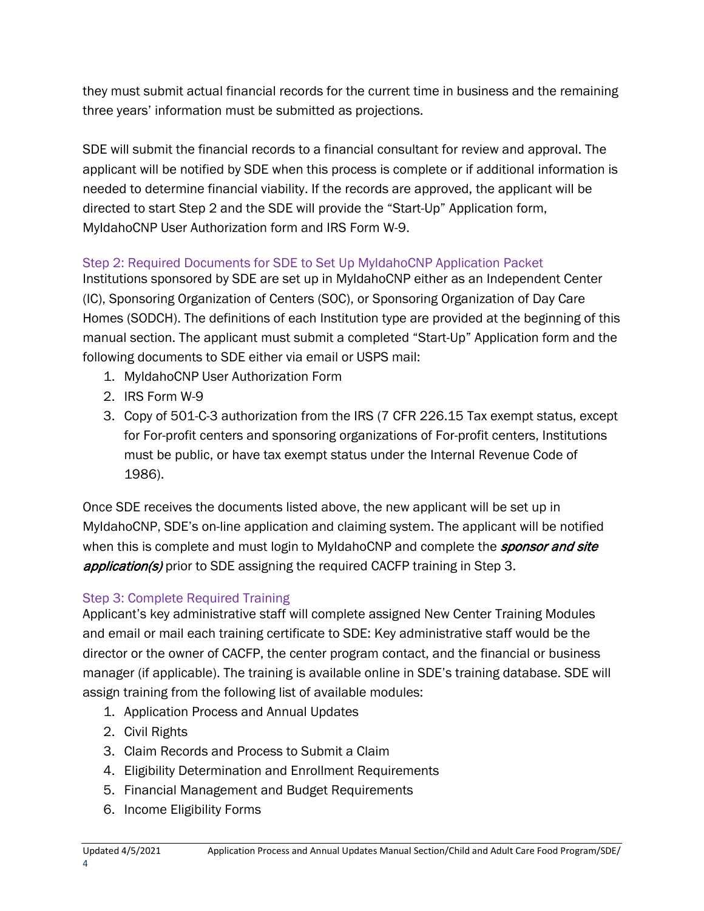they must submit actual financial records for the current time in business and the remaining three years' information must be submitted as projections.

SDE will submit the financial records to a financial consultant for review and approval. The applicant will be notified by SDE when this process is complete or if additional information is needed to determine financial viability. If the records are approved, the applicant will be directed to start Step 2 and the SDE will provide the "Start-Up" Application form, MyIdahoCNP User Authorization form and IRS Form W-9.

### Step 2: Required Documents for SDE to Set Up MyIdahoCNP Application Packet

Institutions sponsored by SDE are set up in MyIdahoCNP either as an Independent Center (IC), Sponsoring Organization of Centers (SOC), or Sponsoring Organization of Day Care Homes (SODCH). The definitions of each Institution type are provided at the beginning of this manual section. The applicant must submit a completed "Start-Up" Application form and the following documents to SDE either via email or USPS mail:

1. MyIdahoCNP User Authorization Form
2. IRS Form W-9
3. Copy of 501-C-3 authorization from the IRS (7 CFR 226.15 Tax exempt status, except for For-profit centers and sponsoring organizations of For-profit centers, Institutions must be public, or have tax exempt status under the Internal Revenue Code of 1986).

Once SDE receives the documents listed above, the new applicant will be set up in MyIdahoCNP, SDE's on-line application and claiming system. The applicant will be notified when this is complete and must login to MyIdahoCNP and complete the ***sponsor and site application(s)*** prior to SDE assigning the required CACFP training in Step 3.

### Step 3: Complete Required Training

Applicant's key administrative staff will complete assigned New Center Training Modules and email or mail each training certificate to SDE: Key administrative staff would be the director or the owner of CACFP, the center program contact, and the financial or business manager (if applicable). The training is available online in SDE's training database. SDE will assign training from the following list of available modules:

1. Application Process and Annual Updates
2. Civil Rights
3. Claim Records and Process to Submit a Claim
4. Eligibility Determination and Enrollment Requirements
5. Financial Management and Budget Requirements
6. Income Eligibility Forms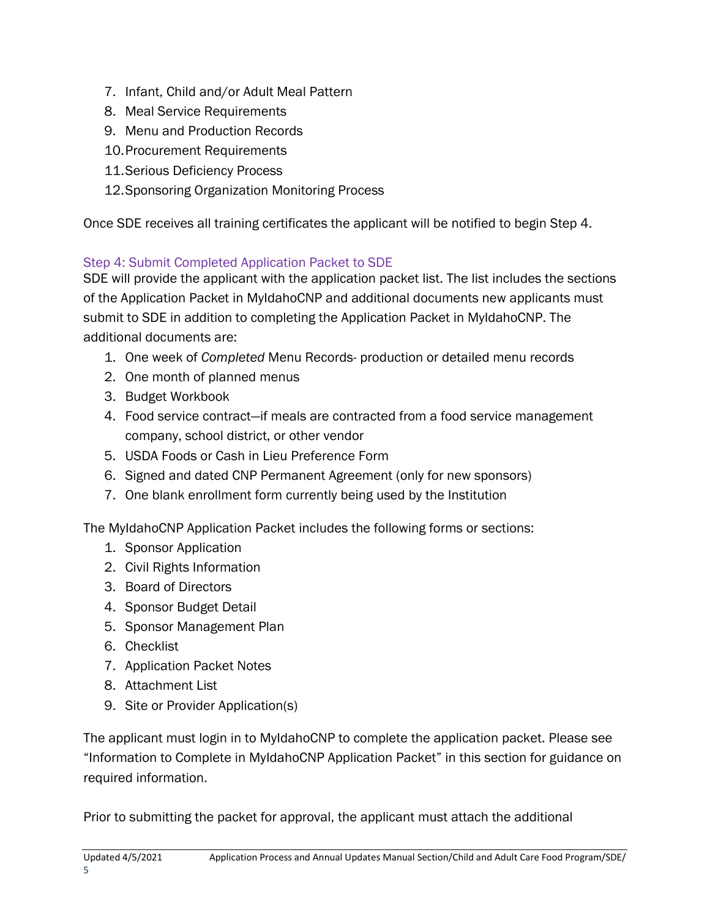7. Infant, Child and/or Adult Meal Pattern
8. Meal Service Requirements
9. Menu and Production Records
10. Procurement Requirements
11. Serious Deficiency Process
12. Sponsoring Organization Monitoring Process

Once SDE receives all training certificates the applicant will be notified to begin Step 4.

### Step 4: Submit Completed Application Packet to SDE

SDE will provide the applicant with the application packet list. The list includes the sections of the Application Packet in MyIdahoCNP and additional documents new applicants must submit to SDE in addition to completing the Application Packet in MyIdahoCNP. The additional documents are:

1. One week of *Completed* Menu Records- production or detailed menu records
2. One month of planned menus
3. Budget Workbook
4. Food service contract—if meals are contracted from a food service management company, school district, or other vendor
5. USDA Foods or Cash in Lieu Preference Form
6. Signed and dated CNP Permanent Agreement (only for new sponsors)
7. One blank enrollment form currently being used by the Institution

The MyIdahoCNP Application Packet includes the following forms or sections:

1. Sponsor Application
2. Civil Rights Information
3. Board of Directors
4. Sponsor Budget Detail
5. Sponsor Management Plan
6. Checklist
7. Application Packet Notes
8. Attachment List
9. Site or Provider Application(s)

The applicant must login in to MyIdahoCNP to complete the application packet. Please see "Information to Complete in MyIdahoCNP Application Packet" in this section for guidance on required information.

Prior to submitting the packet for approval, the applicant must attach the additional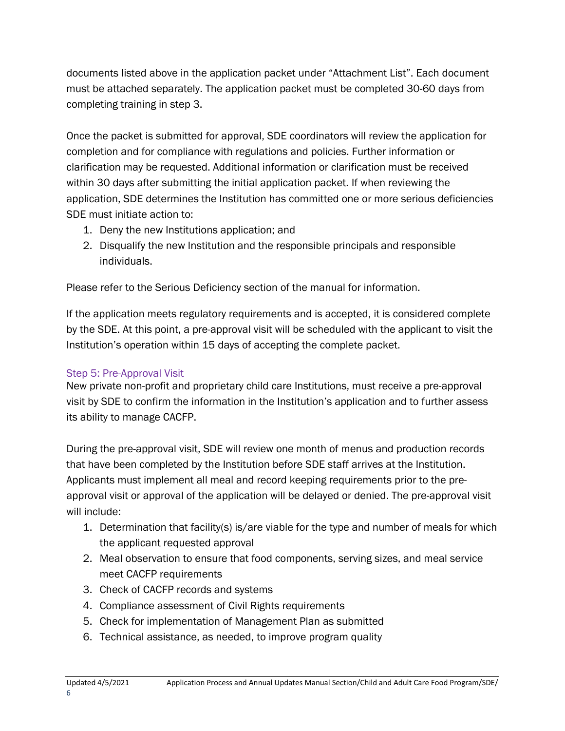documents listed above in the application packet under "Attachment List". Each document must be attached separately. The application packet must be completed 30-60 days from completing training in step 3.

Once the packet is submitted for approval, SDE coordinators will review the application for completion and for compliance with regulations and policies. Further information or clarification may be requested. Additional information or clarification must be received within 30 days after submitting the initial application packet. If when reviewing the application, SDE determines the Institution has committed one or more serious deficiencies SDE must initiate action to:

1. Deny the new Institutions application; and
2. Disqualify the new Institution and the responsible principals and responsible individuals.

Please refer to the Serious Deficiency section of the manual for information.

If the application meets regulatory requirements and is accepted, it is considered complete by the SDE. At this point, a pre-approval visit will be scheduled with the applicant to visit the Institution's operation within 15 days of accepting the complete packet.

### Step 5: Pre-Approval Visit

New private non-profit and proprietary child care Institutions, must receive a pre-approval visit by SDE to confirm the information in the Institution's application and to further assess its ability to manage CACFP.

During the pre-approval visit, SDE will review one month of menus and production records that have been completed by the Institution before SDE staff arrives at the Institution. Applicants must implement all meal and record keeping requirements prior to the pre-approval visit or approval of the application will be delayed or denied. The pre-approval visit will include:

1. Determination that facility(s) is/are viable for the type and number of meals for which the applicant requested approval
2. Meal observation to ensure that food components, serving sizes, and meal service meet CACFP requirements
3. Check of CACFP records and systems
4. Compliance assessment of Civil Rights requirements
5. Check for implementation of Management Plan as submitted
6. Technical assistance, as needed, to improve program quality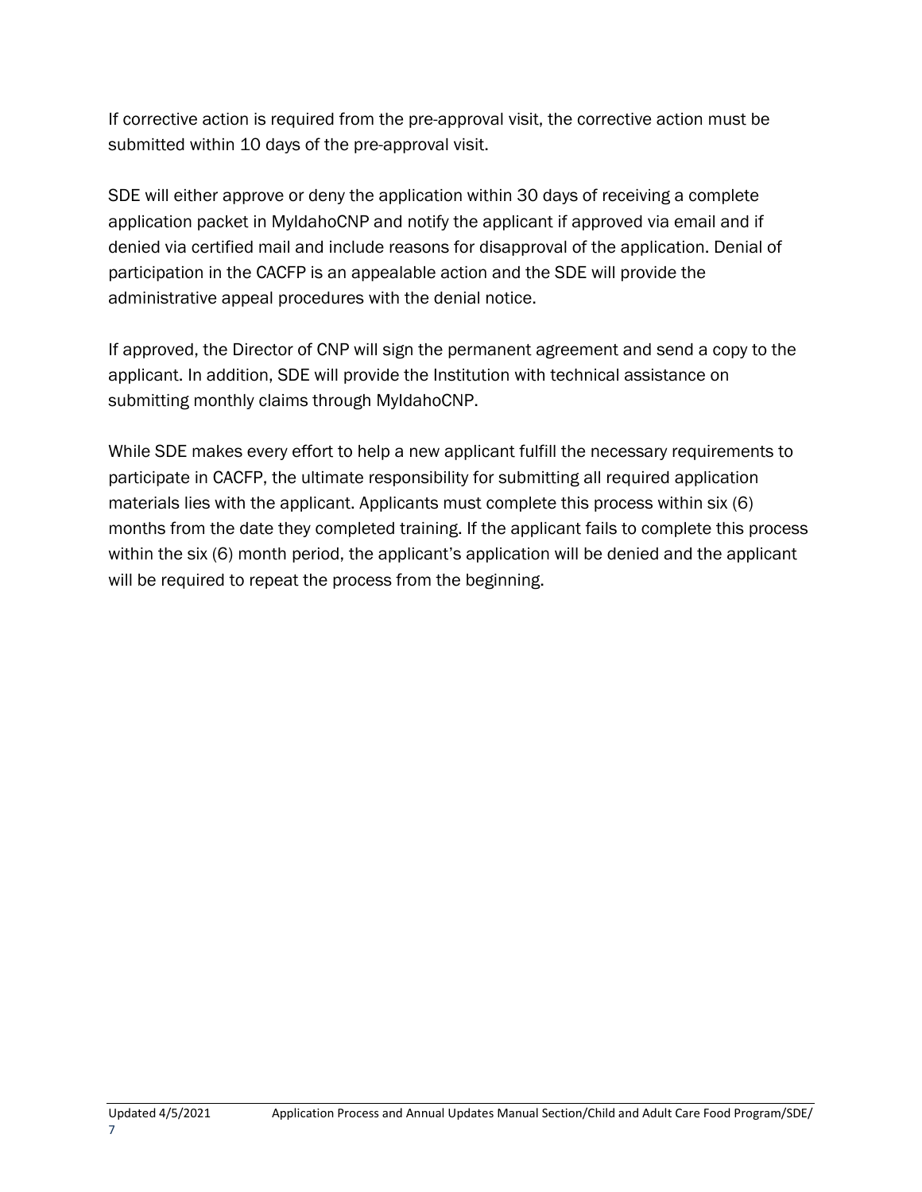If corrective action is required from the pre-approval visit, the corrective action must be submitted within 10 days of the pre-approval visit.

SDE will either approve or deny the application within 30 days of receiving a complete application packet in MyIdahoCNP and notify the applicant if approved via email and if denied via certified mail and include reasons for disapproval of the application. Denial of participation in the CACFP is an appealable action and the SDE will provide the administrative appeal procedures with the denial notice.

If approved, the Director of CNP will sign the permanent agreement and send a copy to the applicant. In addition, SDE will provide the Institution with technical assistance on submitting monthly claims through MyIdahoCNP.

While SDE makes every effort to help a new applicant fulfill the necessary requirements to participate in CACFP, the ultimate responsibility for submitting all required application materials lies with the applicant. Applicants must complete this process within six (6) months from the date they completed training. If the applicant fails to complete this process within the six (6) month period, the applicant's application will be denied and the applicant will be required to repeat the process from the beginning.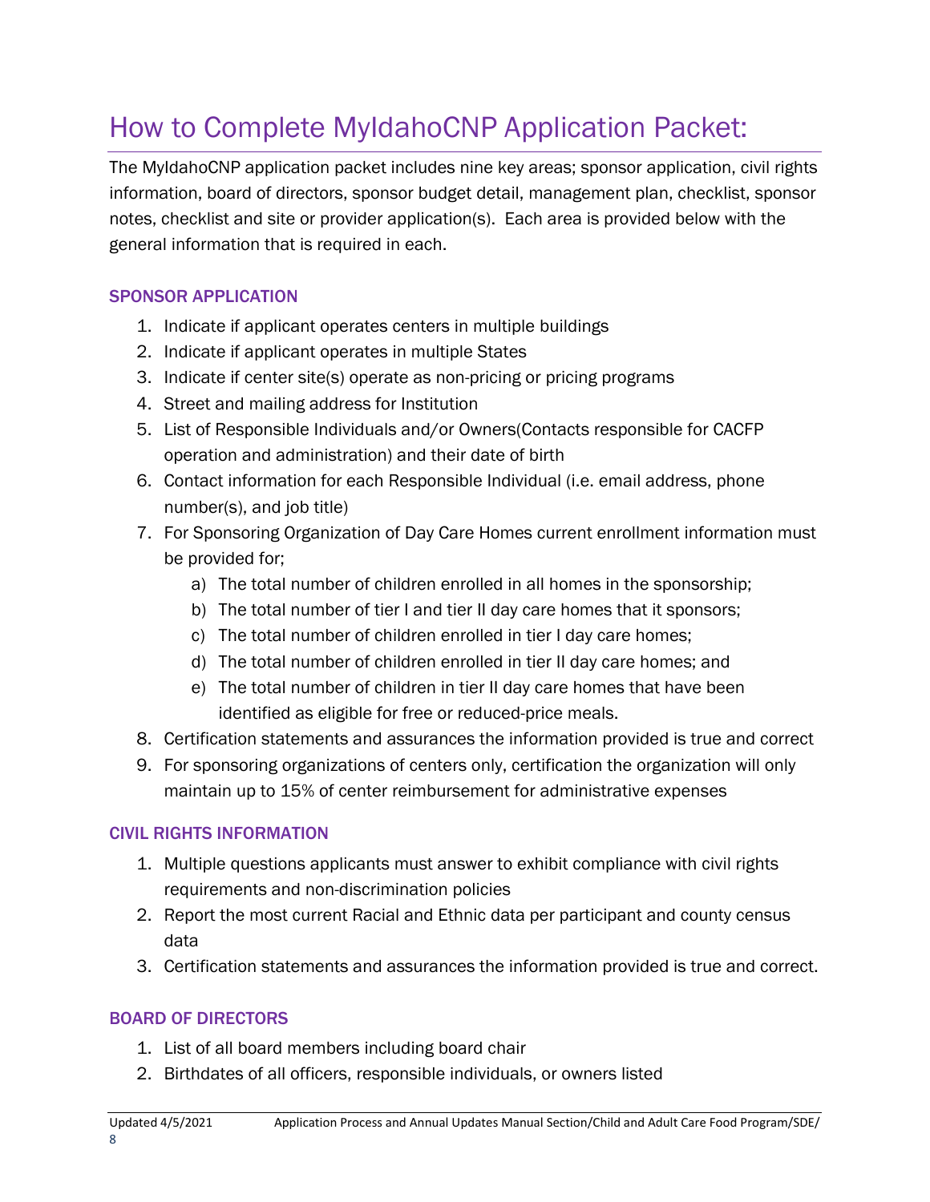# How to Complete MyIdahoCNP Application Packet:

The MyIdahoCNP application packet includes nine key areas; sponsor application, civil rights information, board of directors, sponsor budget detail, management plan, checklist, sponsor notes, checklist and site or provider application(s). Each area is provided below with the general information that is required in each.

### SPONSOR APPLICATION

1. Indicate if applicant operates centers in multiple buildings
2. Indicate if applicant operates in multiple States
3. Indicate if center site(s) operate as non-pricing or pricing programs
4. Street and mailing address for Institution
5. List of Responsible Individuals and/or Owners(Contacts responsible for CACFP operation and administration) and their date of birth
6. Contact information for each Responsible Individual (i.e. email address, phone number(s), and job title)
7. For Sponsoring Organization of Day Care Homes current enrollment information must be provided for;
   a) The total number of children enrolled in all homes in the sponsorship;
   b) The total number of tier I and tier II day care homes that it sponsors;
   c) The total number of children enrolled in tier I day care homes;
   d) The total number of children enrolled in tier II day care homes; and
   e) The total number of children in tier II day care homes that have been identified as eligible for free or reduced-price meals.
8. Certification statements and assurances the information provided is true and correct
9. For sponsoring organizations of centers only, certification the organization will only maintain up to 15% of center reimbursement for administrative expenses

### CIVIL RIGHTS INFORMATION

1. Multiple questions applicants must answer to exhibit compliance with civil rights requirements and non-discrimination policies
2. Report the most current Racial and Ethnic data per participant and county census data
3. Certification statements and assurances the information provided is true and correct.

### BOARD OF DIRECTORS

1. List of all board members including board chair
2. Birthdates of all officers, responsible individuals, or owners listed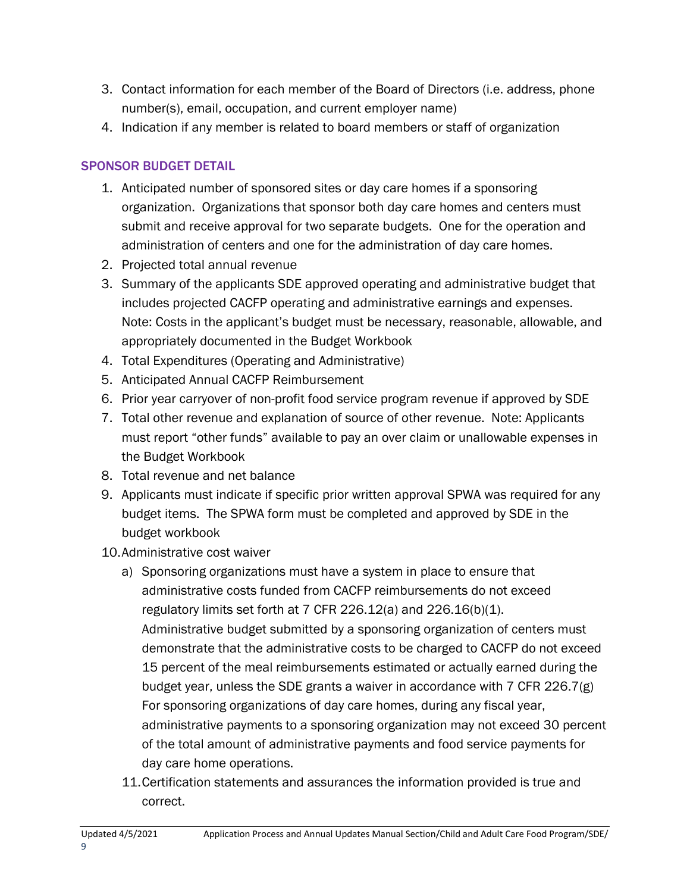3. Contact information for each member of the Board of Directors (i.e. address, phone number(s), email, occupation, and current employer name)
4. Indication if any member is related to board members or staff of organization

### SPONSOR BUDGET DETAIL

1. Anticipated number of sponsored sites or day care homes if a sponsoring organization. Organizations that sponsor both day care homes and centers must submit and receive approval for two separate budgets. One for the operation and administration of centers and one for the administration of day care homes.
2. Projected total annual revenue
3. Summary of the applicants SDE approved operating and administrative budget that includes projected CACFP operating and administrative earnings and expenses. Note: Costs in the applicant's budget must be necessary, reasonable, allowable, and appropriately documented in the Budget Workbook
4. Total Expenditures (Operating and Administrative)
5. Anticipated Annual CACFP Reimbursement
6. Prior year carryover of non-profit food service program revenue if approved by SDE
7. Total other revenue and explanation of source of other revenue. Note: Applicants must report "other funds" available to pay an over claim or unallowable expenses in the Budget Workbook
8. Total revenue and net balance
9. Applicants must indicate if specific prior written approval SPWA was required for any budget items. The SPWA form must be completed and approved by SDE in the budget workbook
10. Administrative cost waiver
    a) Sponsoring organizations must have a system in place to ensure that administrative costs funded from CACFP reimbursements do not exceed regulatory limits set forth at 7 CFR 226.12(a) and 226.16(b)(1). Administrative budget submitted by a sponsoring organization of centers must demonstrate that the administrative costs to be charged to CACFP do not exceed 15 percent of the meal reimbursements estimated or actually earned during the budget year, unless the SDE grants a waiver in accordance with 7 CFR 226.7(g) For sponsoring organizations of day care homes, during any fiscal year, administrative payments to a sponsoring organization may not exceed 30 percent of the total amount of administrative payments and food service payments for day care home operations.
11. Certification statements and assurances the information provided is true and correct.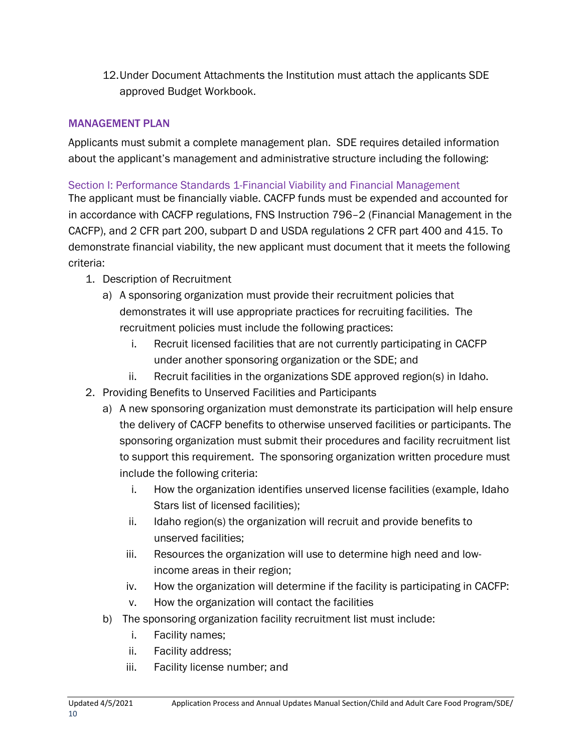12. Under Document Attachments the Institution must attach the applicants SDE approved Budget Workbook.

## MANAGEMENT PLAN

Applicants must submit a complete management plan. SDE requires detailed information about the applicant's management and administrative structure including the following:

### Section I: Performance Standards 1-Financial Viability and Financial Management

The applicant must be financially viable. CACFP funds must be expended and accounted for in accordance with CACFP regulations, FNS Instruction 796–2 (Financial Management in the CACFP), and 2 CFR part 200, subpart D and USDA regulations 2 CFR part 400 and 415. To demonstrate financial viability, the new applicant must document that it meets the following criteria:

1. Description of Recruitment
   a) A sponsoring organization must provide their recruitment policies that demonstrates it will use appropriate practices for recruiting facilities. The recruitment policies must include the following practices:
      i. Recruit licensed facilities that are not currently participating in CACFP under another sponsoring organization or the SDE; and
      ii. Recruit facilities in the organizations SDE approved region(s) in Idaho.
2. Providing Benefits to Unserved Facilities and Participants
   a) A new sponsoring organization must demonstrate its participation will help ensure the delivery of CACFP benefits to otherwise unserved facilities or participants. The sponsoring organization must submit their procedures and facility recruitment list to support this requirement. The sponsoring organization written procedure must include the following criteria:
      i. How the organization identifies unserved license facilities (example, Idaho Stars list of licensed facilities);
      ii. Idaho region(s) the organization will recruit and provide benefits to unserved facilities;
      iii. Resources the organization will use to determine high need and low-income areas in their region;
      iv. How the organization will determine if the facility is participating in CACFP:
      v. How the organization will contact the facilities
   b) The sponsoring organization facility recruitment list must include:
      i. Facility names;
      ii. Facility address;
      iii. Facility license number; and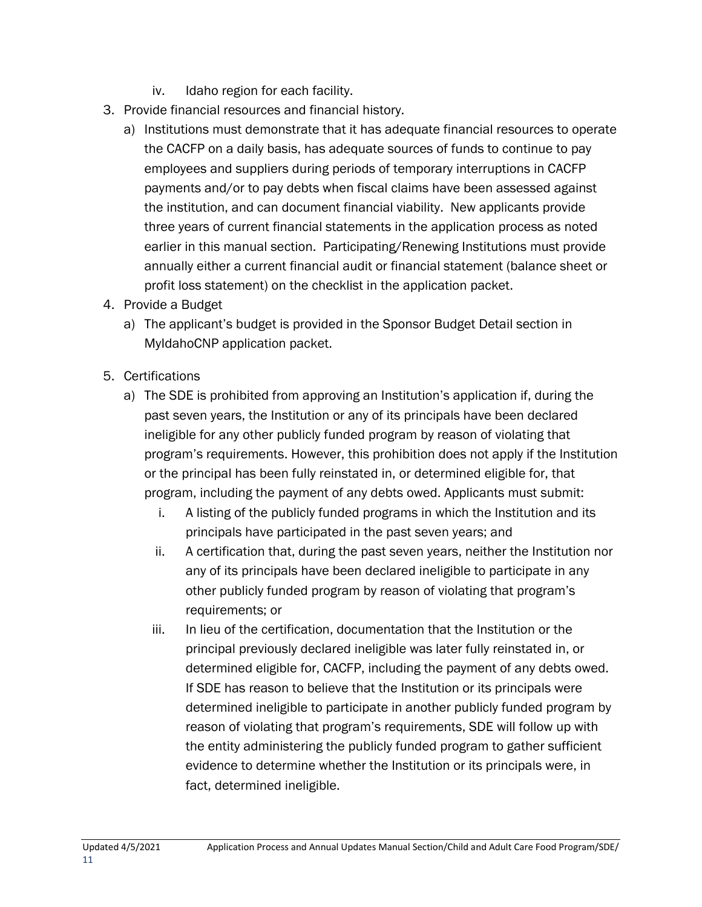iv. Idaho region for each facility.

3. Provide financial resources and financial history.
   a) Institutions must demonstrate that it has adequate financial resources to operate the CACFP on a daily basis, has adequate sources of funds to continue to pay employees and suppliers during periods of temporary interruptions in CACFP payments and/or to pay debts when fiscal claims have been assessed against the institution, and can document financial viability. New applicants provide three years of current financial statements in the application process as noted earlier in this manual section. Participating/Renewing Institutions must provide annually either a current financial audit or financial statement (balance sheet or profit loss statement) on the checklist in the application packet.
4. Provide a Budget
   a) The applicant's budget is provided in the Sponsor Budget Detail section in MyIdahoCNP application packet.
5. Certifications
   a) The SDE is prohibited from approving an Institution's application if, during the past seven years, the Institution or any of its principals have been declared ineligible for any other publicly funded program by reason of violating that program's requirements. However, this prohibition does not apply if the Institution or the principal has been fully reinstated in, or determined eligible for, that program, including the payment of any debts owed. Applicants must submit:
      i. A listing of the publicly funded programs in which the Institution and its principals have participated in the past seven years; and
      ii. A certification that, during the past seven years, neither the Institution nor any of its principals have been declared ineligible to participate in any other publicly funded program by reason of violating that program's requirements; or
      iii. In lieu of the certification, documentation that the Institution or the principal previously declared ineligible was later fully reinstated in, or determined eligible for, CACFP, including the payment of any debts owed. If SDE has reason to believe that the Institution or its principals were determined ineligible to participate in another publicly funded program by reason of violating that program's requirements, SDE will follow up with the entity administering the publicly funded program to gather sufficient evidence to determine whether the Institution or its principals were, in fact, determined ineligible.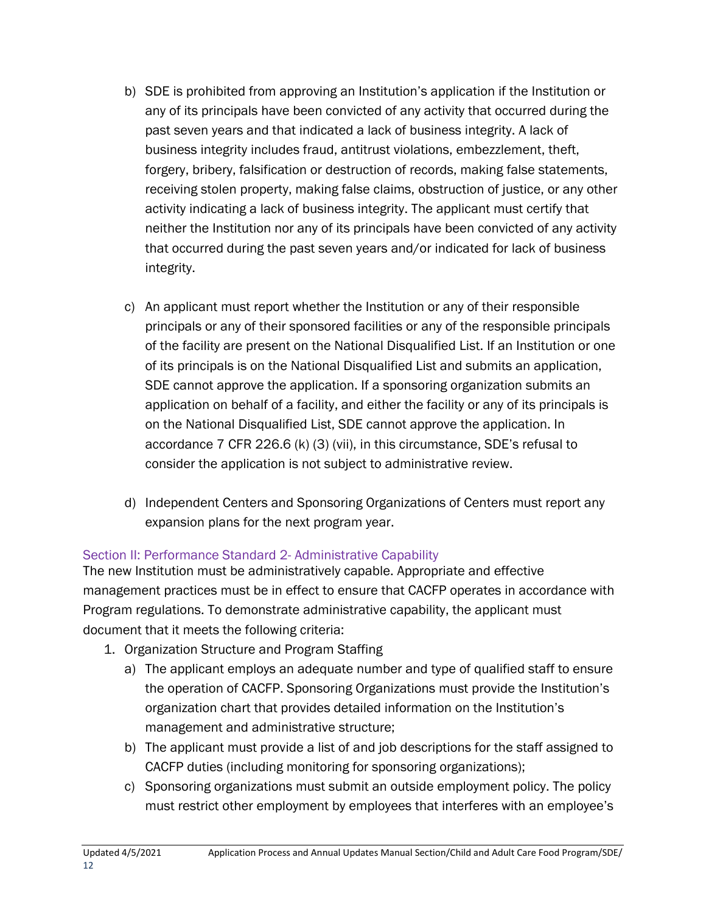b) SDE is prohibited from approving an Institution's application if the Institution or any of its principals have been convicted of any activity that occurred during the past seven years and that indicated a lack of business integrity. A lack of business integrity includes fraud, antitrust violations, embezzlement, theft, forgery, bribery, falsification or destruction of records, making false statements, receiving stolen property, making false claims, obstruction of justice, or any other activity indicating a lack of business integrity. The applicant must certify that neither the Institution nor any of its principals have been convicted of any activity that occurred during the past seven years and/or indicated for lack of business integrity.

c) An applicant must report whether the Institution or any of their responsible principals or any of their sponsored facilities or any of the responsible principals of the facility are present on the National Disqualified List. If an Institution or one of its principals is on the National Disqualified List and submits an application, SDE cannot approve the application. If a sponsoring organization submits an application on behalf of a facility, and either the facility or any of its principals is on the National Disqualified List, SDE cannot approve the application. In accordance 7 CFR 226.6 (k) (3) (vii), in this circumstance, SDE's refusal to consider the application is not subject to administrative review.

d) Independent Centers and Sponsoring Organizations of Centers must report any expansion plans for the next program year.

## Section II: Performance Standard 2- Administrative Capability

The new Institution must be administratively capable. Appropriate and effective management practices must be in effect to ensure that CACFP operates in accordance with Program regulations. To demonstrate administrative capability, the applicant must document that it meets the following criteria:

1. Organization Structure and Program Staffing
   a) The applicant employs an adequate number and type of qualified staff to ensure the operation of CACFP. Sponsoring Organizations must provide the Institution's organization chart that provides detailed information on the Institution's management and administrative structure;
   b) The applicant must provide a list of and job descriptions for the staff assigned to CACFP duties (including monitoring for sponsoring organizations);
   c) Sponsoring organizations must submit an outside employment policy. The policy must restrict other employment by employees that interferes with an employee's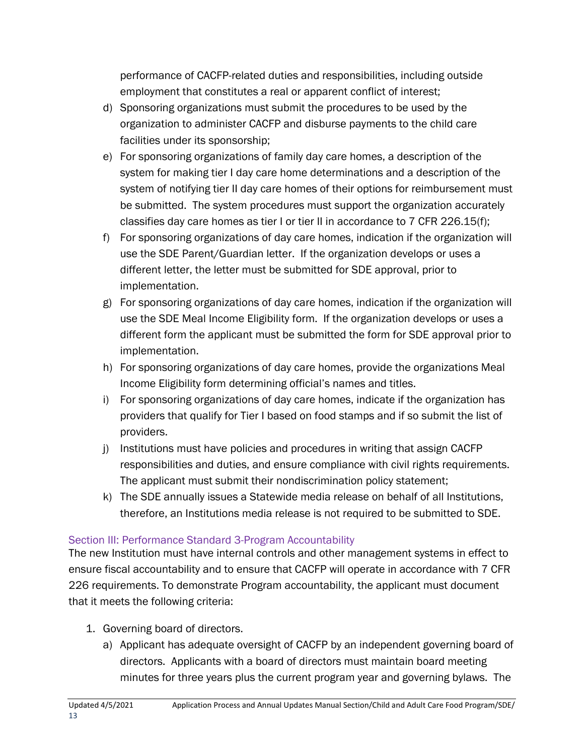performance of CACFP-related duties and responsibilities, including outside employment that constitutes a real or apparent conflict of interest;

d) Sponsoring organizations must submit the procedures to be used by the organization to administer CACFP and disburse payments to the child care facilities under its sponsorship;

e) For sponsoring organizations of family day care homes, a description of the system for making tier I day care home determinations and a description of the system of notifying tier II day care homes of their options for reimbursement must be submitted. The system procedures must support the organization accurately classifies day care homes as tier I or tier II in accordance to 7 CFR 226.15(f);

f) For sponsoring organizations of day care homes, indication if the organization will use the SDE Parent/Guardian letter. If the organization develops or uses a different letter, the letter must be submitted for SDE approval, prior to implementation.

g) For sponsoring organizations of day care homes, indication if the organization will use the SDE Meal Income Eligibility form. If the organization develops or uses a different form the applicant must be submitted the form for SDE approval prior to implementation.

h) For sponsoring organizations of day care homes, provide the organizations Meal Income Eligibility form determining official's names and titles.

i) For sponsoring organizations of day care homes, indicate if the organization has providers that qualify for Tier I based on food stamps and if so submit the list of providers.

j) Institutions must have policies and procedures in writing that assign CACFP responsibilities and duties, and ensure compliance with civil rights requirements. The applicant must submit their nondiscrimination policy statement;

k) The SDE annually issues a Statewide media release on behalf of all Institutions, therefore, an Institutions media release is not required to be submitted to SDE.

## Section III: Performance Standard 3-Program Accountability

The new Institution must have internal controls and other management systems in effect to ensure fiscal accountability and to ensure that CACFP will operate in accordance with 7 CFR 226 requirements. To demonstrate Program accountability, the applicant must document that it meets the following criteria:

1. Governing board of directors.
   a) Applicant has adequate oversight of CACFP by an independent governing board of directors. Applicants with a board of directors must maintain board meeting minutes for three years plus the current program year and governing bylaws. The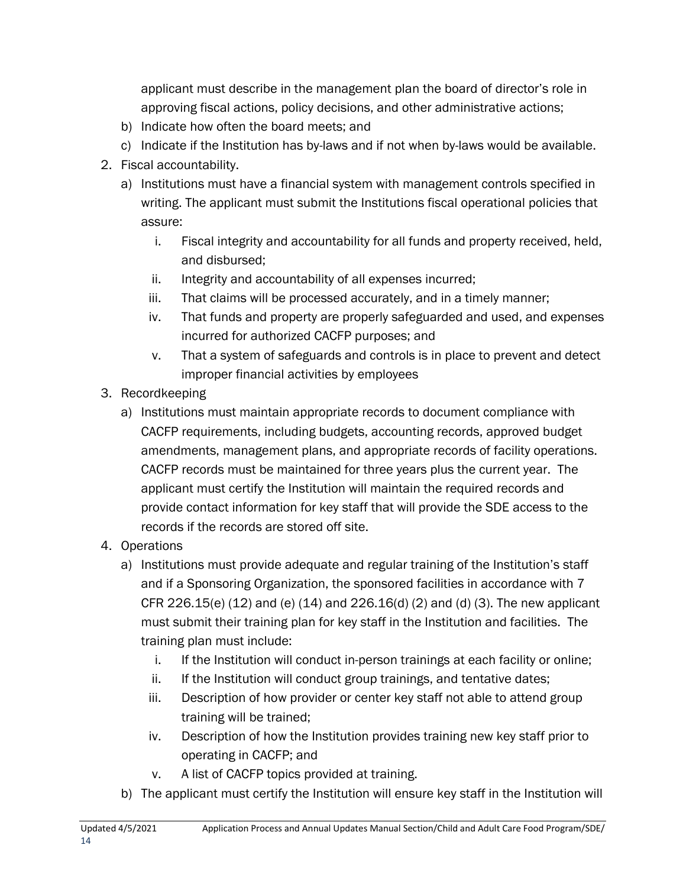applicant must describe in the management plan the board of director's role in approving fiscal actions, policy decisions, and other administrative actions;

   b) Indicate how often the board meets; and
   c) Indicate if the Institution has by-laws and if not when by-laws would be available.

2. Fiscal accountability.
   a) Institutions must have a financial system with management controls specified in writing. The applicant must submit the Institutions fiscal operational policies that assure:
      i. Fiscal integrity and accountability for all funds and property received, held, and disbursed;
      ii. Integrity and accountability of all expenses incurred;
      iii. That claims will be processed accurately, and in a timely manner;
      iv. That funds and property are properly safeguarded and used, and expenses incurred for authorized CACFP purposes; and
      v. That a system of safeguards and controls is in place to prevent and detect improper financial activities by employees

3. Recordkeeping
   a) Institutions must maintain appropriate records to document compliance with CACFP requirements, including budgets, accounting records, approved budget amendments, management plans, and appropriate records of facility operations. CACFP records must be maintained for three years plus the current year. The applicant must certify the Institution will maintain the required records and provide contact information for key staff that will provide the SDE access to the records if the records are stored off site.

4. Operations
   a) Institutions must provide adequate and regular training of the Institution's staff and if a Sponsoring Organization, the sponsored facilities in accordance with 7 CFR 226.15(e) (12) and (e) (14) and 226.16(d) (2) and (d) (3). The new applicant must submit their training plan for key staff in the Institution and facilities. The training plan must include:
      i. If the Institution will conduct in-person trainings at each facility or online;
      ii. If the Institution will conduct group trainings, and tentative dates;
      iii. Description of how provider or center key staff not able to attend group training will be trained;
      iv. Description of how the Institution provides training new key staff prior to operating in CACFP; and
      v. A list of CACFP topics provided at training.
   b) The applicant must certify the Institution will ensure key staff in the Institution will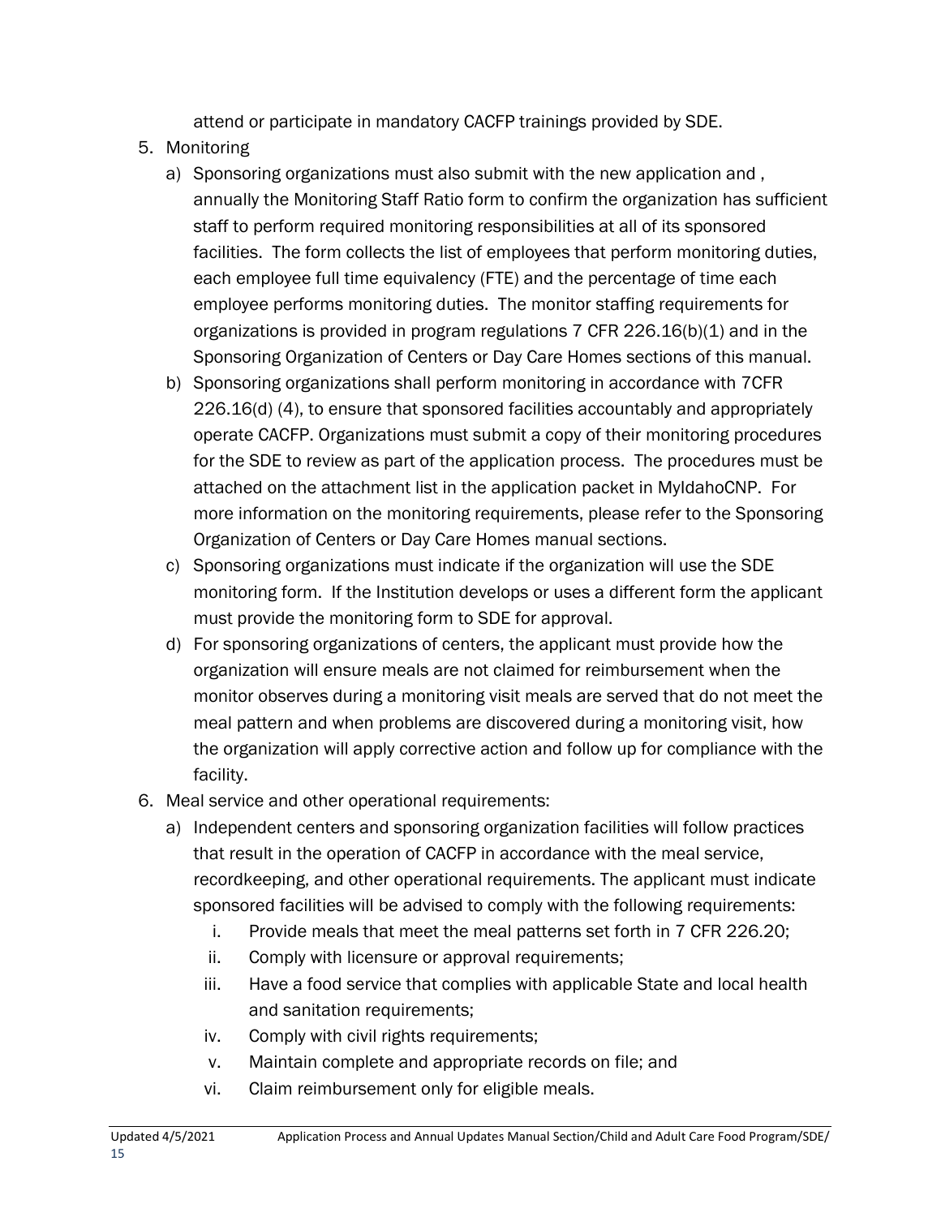attend or participate in mandatory CACFP trainings provided by SDE.

5. Monitoring
   a) Sponsoring organizations must also submit with the new application and , annually the Monitoring Staff Ratio form to confirm the organization has sufficient staff to perform required monitoring responsibilities at all of its sponsored facilities. The form collects the list of employees that perform monitoring duties, each employee full time equivalency (FTE) and the percentage of time each employee performs monitoring duties. The monitor staffing requirements for organizations is provided in program regulations 7 CFR 226.16(b)(1) and in the Sponsoring Organization of Centers or Day Care Homes sections of this manual.
   b) Sponsoring organizations shall perform monitoring in accordance with 7CFR 226.16(d) (4), to ensure that sponsored facilities accountably and appropriately operate CACFP. Organizations must submit a copy of their monitoring procedures for the SDE to review as part of the application process. The procedures must be attached on the attachment list in the application packet in MyIdahoCNP. For more information on the monitoring requirements, please refer to the Sponsoring Organization of Centers or Day Care Homes manual sections.
   c) Sponsoring organizations must indicate if the organization will use the SDE monitoring form. If the Institution develops or uses a different form the applicant must provide the monitoring form to SDE for approval.
   d) For sponsoring organizations of centers, the applicant must provide how the organization will ensure meals are not claimed for reimbursement when the monitor observes during a monitoring visit meals are served that do not meet the meal pattern and when problems are discovered during a monitoring visit, how the organization will apply corrective action and follow up for compliance with the facility.
6. Meal service and other operational requirements:
   a) Independent centers and sponsoring organization facilities will follow practices that result in the operation of CACFP in accordance with the meal service, recordkeeping, and other operational requirements. The applicant must indicate sponsored facilities will be advised to comply with the following requirements:
      i. Provide meals that meet the meal patterns set forth in 7 CFR 226.20;
      ii. Comply with licensure or approval requirements;
      iii. Have a food service that complies with applicable State and local health and sanitation requirements;
      iv. Comply with civil rights requirements;
      v. Maintain complete and appropriate records on file; and
      vi. Claim reimbursement only for eligible meals.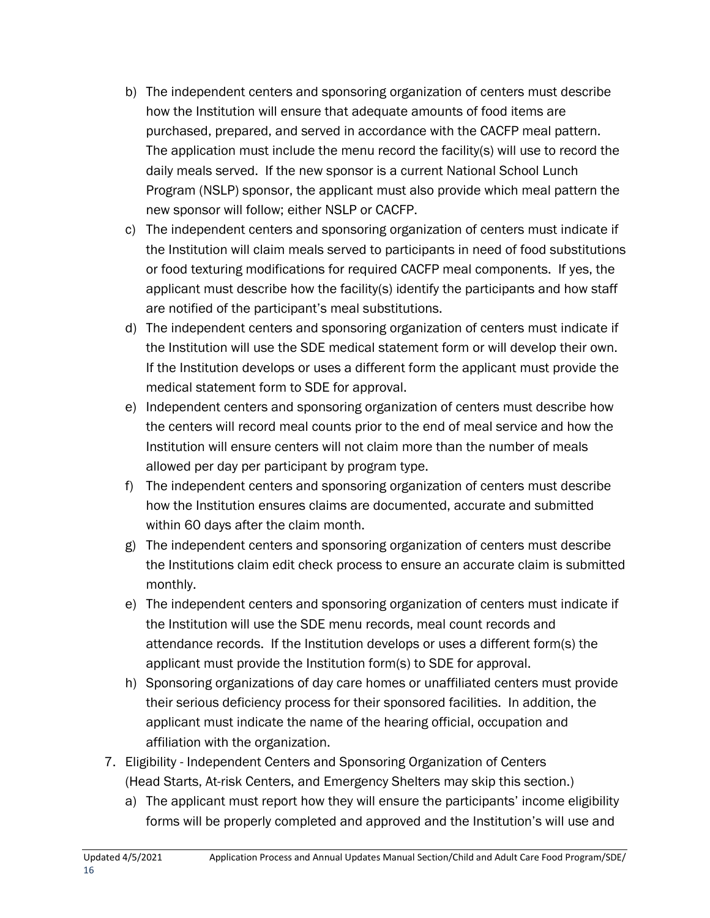b) The independent centers and sponsoring organization of centers must describe how the Institution will ensure that adequate amounts of food items are purchased, prepared, and served in accordance with the CACFP meal pattern. The application must include the menu record the facility(s) will use to record the daily meals served. If the new sponsor is a current National School Lunch Program (NSLP) sponsor, the applicant must also provide which meal pattern the new sponsor will follow; either NSLP or CACFP.

c) The independent centers and sponsoring organization of centers must indicate if the Institution will claim meals served to participants in need of food substitutions or food texturing modifications for required CACFP meal components. If yes, the applicant must describe how the facility(s) identify the participants and how staff are notified of the participant's meal substitutions.

d) The independent centers and sponsoring organization of centers must indicate if the Institution will use the SDE medical statement form or will develop their own. If the Institution develops or uses a different form the applicant must provide the medical statement form to SDE for approval.

e) Independent centers and sponsoring organization of centers must describe how the centers will record meal counts prior to the end of meal service and how the Institution will ensure centers will not claim more than the number of meals allowed per day per participant by program type.

f) The independent centers and sponsoring organization of centers must describe how the Institution ensures claims are documented, accurate and submitted within 60 days after the claim month.

g) The independent centers and sponsoring organization of centers must describe the Institutions claim edit check process to ensure an accurate claim is submitted monthly.

e) The independent centers and sponsoring organization of centers must indicate if the Institution will use the SDE menu records, meal count records and attendance records. If the Institution develops or uses a different form(s) the applicant must provide the Institution form(s) to SDE for approval.

h) Sponsoring organizations of day care homes or unaffiliated centers must provide their serious deficiency process for their sponsored facilities. In addition, the applicant must indicate the name of the hearing official, occupation and affiliation with the organization.

7. Eligibility - Independent Centers and Sponsoring Organization of Centers (Head Starts, At-risk Centers, and Emergency Shelters may skip this section.)

   a) The applicant must report how they will ensure the participants' income eligibility forms will be properly completed and approved and the Institution's will use and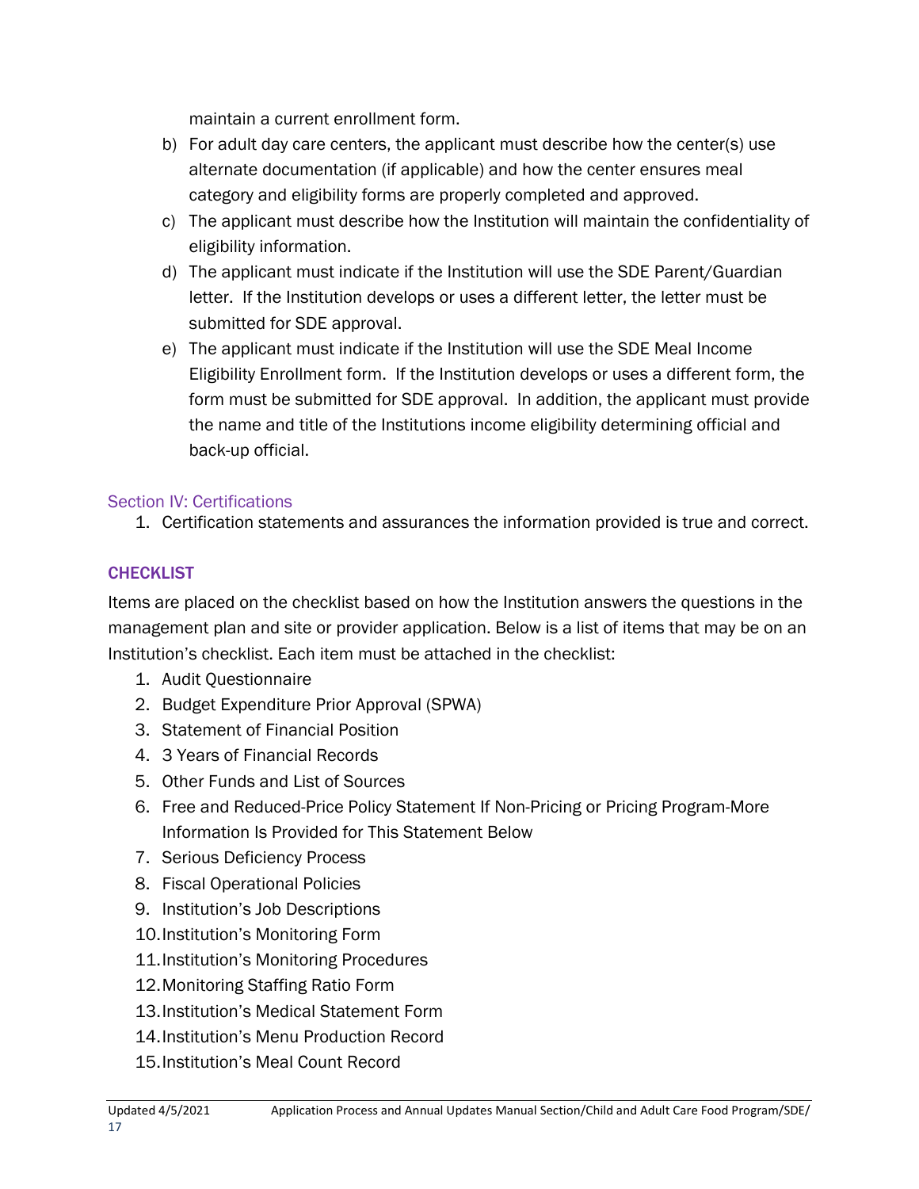maintain a current enrollment form.

b) For adult day care centers, the applicant must describe how the center(s) use alternate documentation (if applicable) and how the center ensures meal category and eligibility forms are properly completed and approved.

c) The applicant must describe how the Institution will maintain the confidentiality of eligibility information.

d) The applicant must indicate if the Institution will use the SDE Parent/Guardian letter. If the Institution develops or uses a different letter, the letter must be submitted for SDE approval.

e) The applicant must indicate if the Institution will use the SDE Meal Income Eligibility Enrollment form. If the Institution develops or uses a different form, the form must be submitted for SDE approval. In addition, the applicant must provide the name and title of the Institutions income eligibility determining official and back-up official.

### Section IV: Certifications

1. Certification statements and assurances the information provided is true and correct.

## CHECKLIST

Items are placed on the checklist based on how the Institution answers the questions in the management plan and site or provider application. Below is a list of items that may be on an Institution's checklist. Each item must be attached in the checklist:

1. Audit Questionnaire
2. Budget Expenditure Prior Approval (SPWA)
3. Statement of Financial Position
4. 3 Years of Financial Records
5. Other Funds and List of Sources
6. Free and Reduced-Price Policy Statement If Non-Pricing or Pricing Program-More Information Is Provided for This Statement Below
7. Serious Deficiency Process
8. Fiscal Operational Policies
9. Institution's Job Descriptions
10. Institution's Monitoring Form
11. Institution's Monitoring Procedures
12. Monitoring Staffing Ratio Form
13. Institution's Medical Statement Form
14. Institution's Menu Production Record
15. Institution's Meal Count Record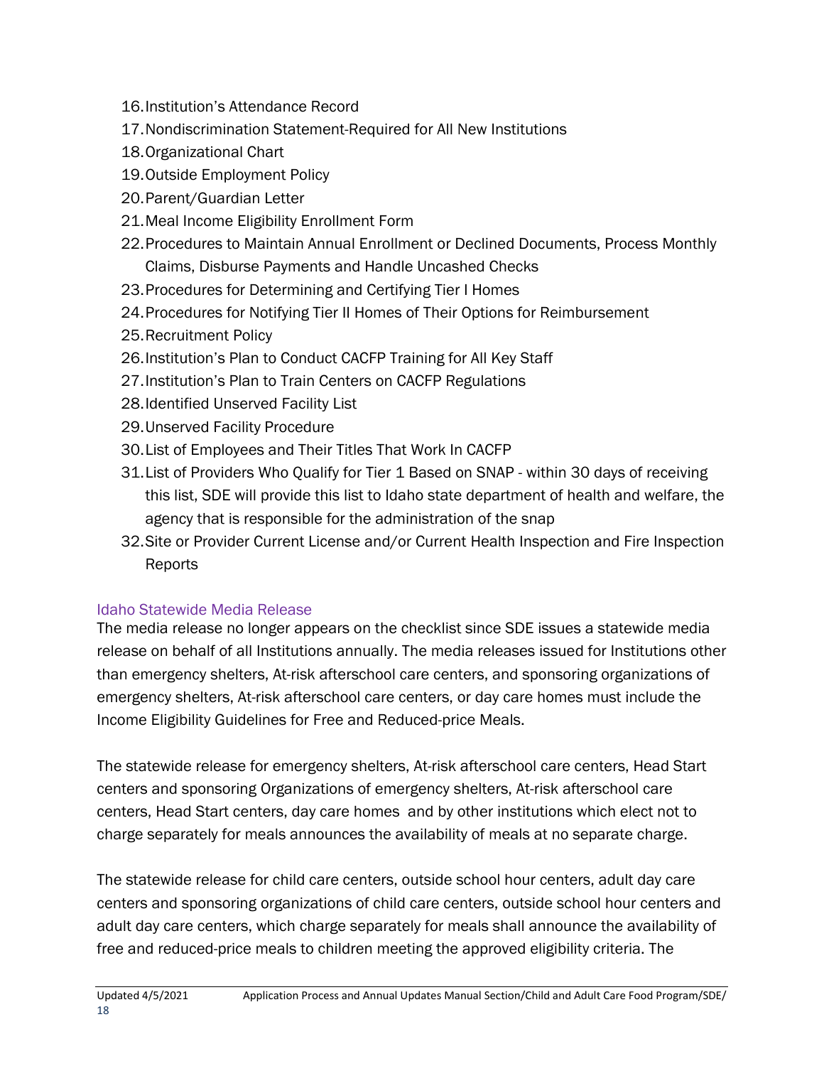16. Institution's Attendance Record
17. Nondiscrimination Statement-Required for All New Institutions
18. Organizational Chart
19. Outside Employment Policy
20. Parent/Guardian Letter
21. Meal Income Eligibility Enrollment Form
22. Procedures to Maintain Annual Enrollment or Declined Documents, Process Monthly Claims, Disburse Payments and Handle Uncashed Checks
23. Procedures for Determining and Certifying Tier I Homes
24. Procedures for Notifying Tier II Homes of Their Options for Reimbursement
25. Recruitment Policy
26. Institution's Plan to Conduct CACFP Training for All Key Staff
27. Institution's Plan to Train Centers on CACFP Regulations
28. Identified Unserved Facility List
29. Unserved Facility Procedure
30. List of Employees and Their Titles That Work In CACFP
31. List of Providers Who Qualify for Tier 1 Based on SNAP - within 30 days of receiving this list, SDE will provide this list to Idaho state department of health and welfare, the agency that is responsible for the administration of the snap
32. Site or Provider Current License and/or Current Health Inspection and Fire Inspection Reports

### Idaho Statewide Media Release

The media release no longer appears on the checklist since SDE issues a statewide media release on behalf of all Institutions annually. The media releases issued for Institutions other than emergency shelters, At-risk afterschool care centers, and sponsoring organizations of emergency shelters, At-risk afterschool care centers, or day care homes must include the Income Eligibility Guidelines for Free and Reduced-price Meals.

The statewide release for emergency shelters, At-risk afterschool care centers, Head Start centers and sponsoring Organizations of emergency shelters, At-risk afterschool care centers, Head Start centers, day care homes and by other institutions which elect not to charge separately for meals announces the availability of meals at no separate charge.

The statewide release for child care centers, outside school hour centers, adult day care centers and sponsoring organizations of child care centers, outside school hour centers and adult day care centers, which charge separately for meals shall announce the availability of free and reduced-price meals to children meeting the approved eligibility criteria. The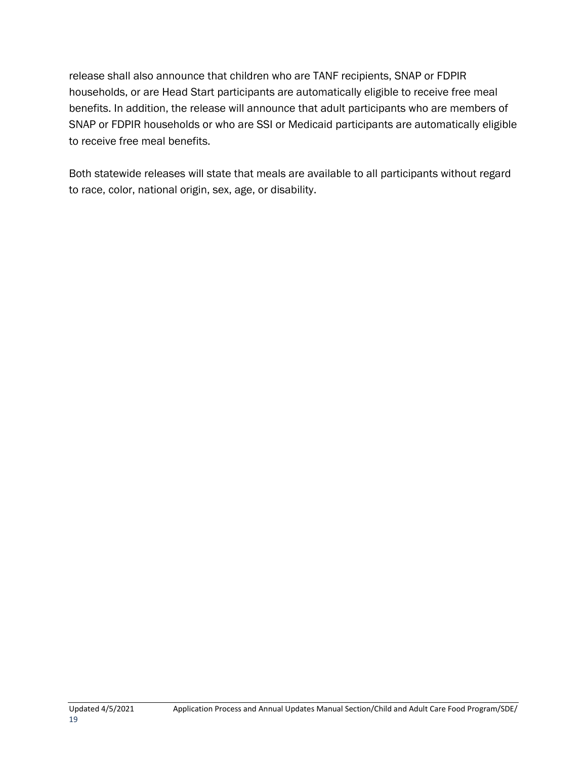release shall also announce that children who are TANF recipients, SNAP or FDPIR households, or are Head Start participants are automatically eligible to receive free meal benefits. In addition, the release will announce that adult participants who are members of SNAP or FDPIR households or who are SSI or Medicaid participants are automatically eligible to receive free meal benefits.

Both statewide releases will state that meals are available to all participants without regard to race, color, national origin, sex, age, or disability.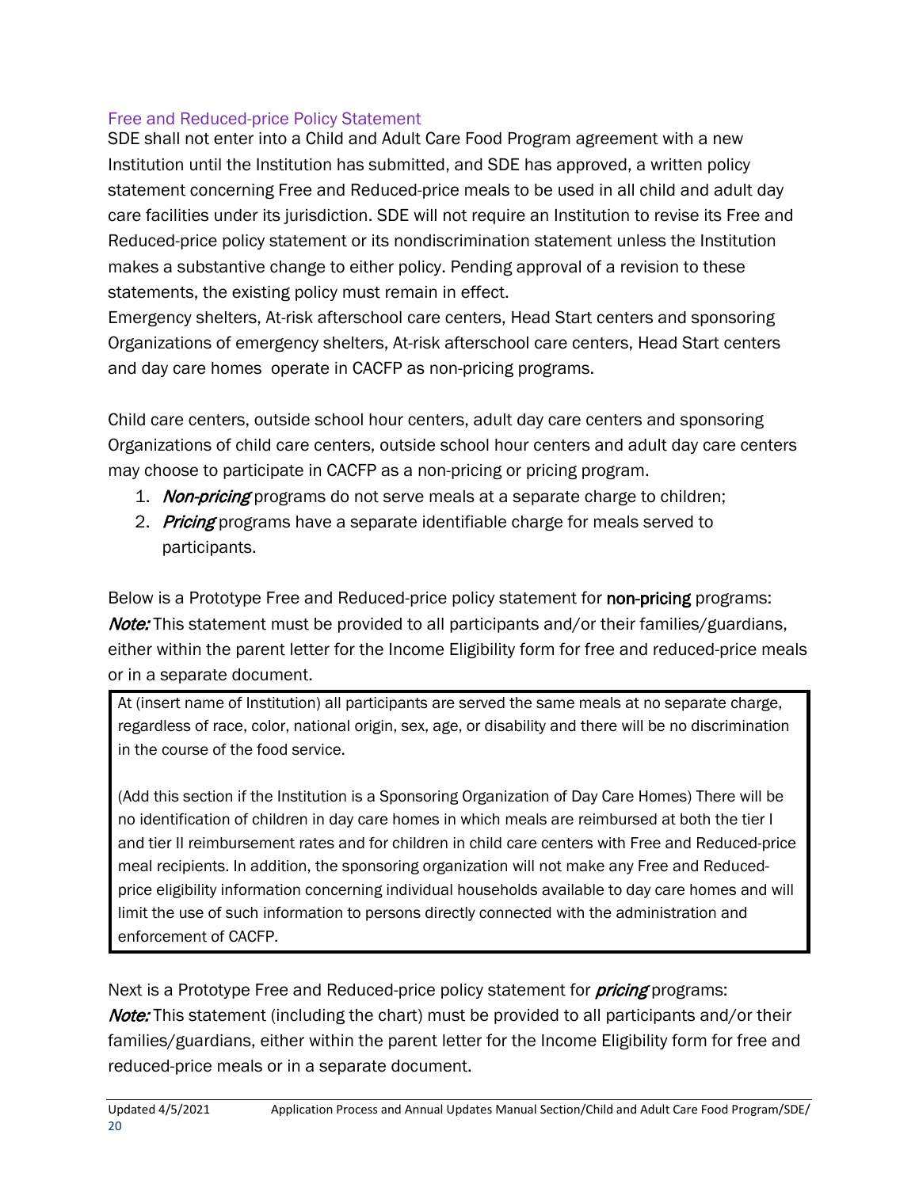## Free and Reduced-price Policy Statement

SDE shall not enter into a Child and Adult Care Food Program agreement with a new Institution until the Institution has submitted, and SDE has approved, a written policy statement concerning Free and Reduced-price meals to be used in all child and adult day care facilities under its jurisdiction. SDE will not require an Institution to revise its Free and Reduced-price policy statement or its nondiscrimination statement unless the Institution makes a substantive change to either policy. Pending approval of a revision to these statements, the existing policy must remain in effect.

Emergency shelters, At-risk afterschool care centers, Head Start centers and sponsoring Organizations of emergency shelters, At-risk afterschool care centers, Head Start centers and day care homes operate in CACFP as non-pricing programs.

Child care centers, outside school hour centers, adult day care centers and sponsoring Organizations of child care centers, outside school hour centers and adult day care centers may choose to participate in CACFP as a non-pricing or pricing program.

1. *Non-pricing* programs do not serve meals at a separate charge to children;
2. *Pricing* programs have a separate identifiable charge for meals served to participants.

Below is a Prototype Free and Reduced-price policy statement for **non-pricing** programs:
***Note:*** This statement must be provided to all participants and/or their families/guardians, either within the parent letter for the Income Eligibility form for free and reduced-price meals or in a separate document.

> At (insert name of Institution) all participants are served the same meals at no separate charge, regardless of race, color, national origin, sex, age, or disability and there will be no discrimination in the course of the food service.
>
> (Add this section if the Institution is a Sponsoring Organization of Day Care Homes) There will be no identification of children in day care homes in which meals are reimbursed at both the tier I and tier II reimbursement rates and for children in child care centers with Free and Reduced-price meal recipients. In addition, the sponsoring organization will not make any Free and Reduced-price eligibility information concerning individual households available to day care homes and will limit the use of such information to persons directly connected with the administration and enforcement of CACFP.

Next is a Prototype Free and Reduced-price policy statement for ***pricing*** programs:
***Note:*** This statement (including the chart) must be provided to all participants and/or their families/guardians, either within the parent letter for the Income Eligibility form for free and reduced-price meals or in a separate document.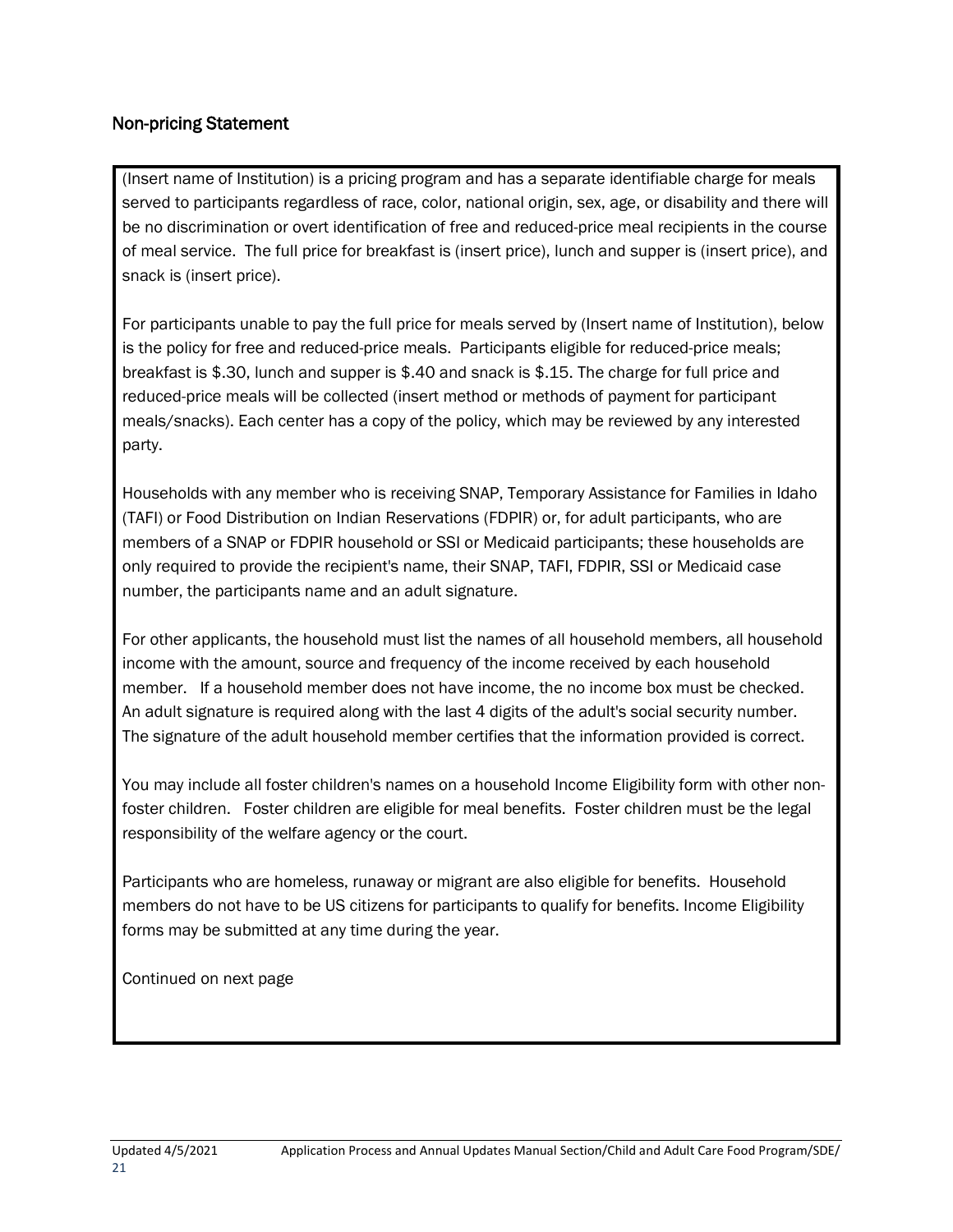## Non-pricing Statement

(Insert name of Institution) is a pricing program and has a separate identifiable charge for meals served to participants regardless of race, color, national origin, sex, age, or disability and there will be no discrimination or overt identification of free and reduced-price meal recipients in the course of meal service. The full price for breakfast is (insert price), lunch and supper is (insert price), and snack is (insert price).

For participants unable to pay the full price for meals served by (Insert name of Institution), below is the policy for free and reduced-price meals. Participants eligible for reduced-price meals; breakfast is $.30, lunch and supper is $.40 and snack is $.15. The charge for full price and reduced-price meals will be collected (insert method or methods of payment for participant meals/snacks). Each center has a copy of the policy, which may be reviewed by any interested party.

Households with any member who is receiving SNAP, Temporary Assistance for Families in Idaho (TAFI) or Food Distribution on Indian Reservations (FDPIR) or, for adult participants, who are members of a SNAP or FDPIR household or SSI or Medicaid participants; these households are only required to provide the recipient's name, their SNAP, TAFI, FDPIR, SSI or Medicaid case number, the participants name and an adult signature.

For other applicants, the household must list the names of all household members, all household income with the amount, source and frequency of the income received by each household member. If a household member does not have income, the no income box must be checked. An adult signature is required along with the last 4 digits of the adult's social security number. The signature of the adult household member certifies that the information provided is correct.

You may include all foster children's names on a household Income Eligibility form with other non-foster children. Foster children are eligible for meal benefits. Foster children must be the legal responsibility of the welfare agency or the court.

Participants who are homeless, runaway or migrant are also eligible for benefits. Household members do not have to be US citizens for participants to qualify for benefits. Income Eligibility forms may be submitted at any time during the year.

Continued on next page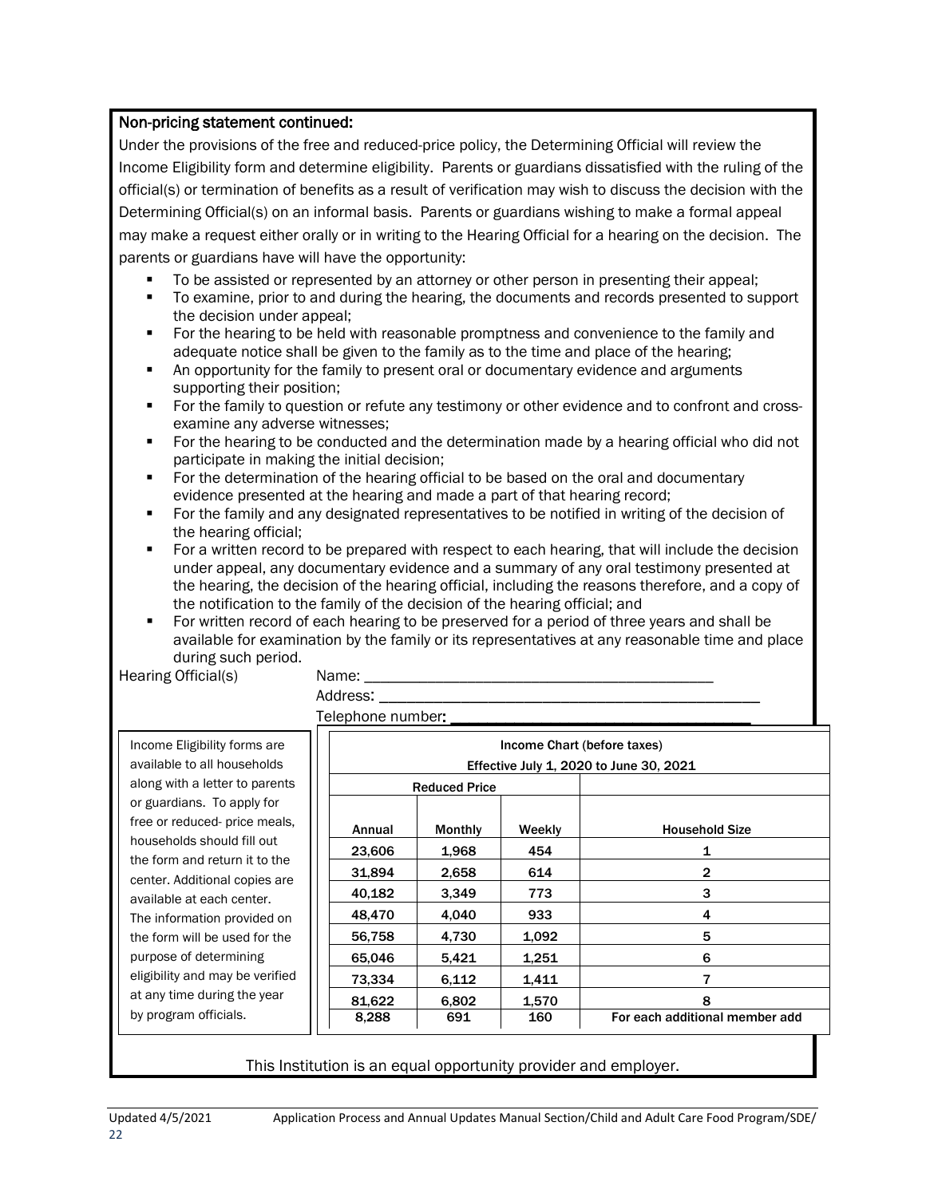**Non-pricing statement continued:**

Under the provisions of the free and reduced-price policy, the Determining Official will review the Income Eligibility form and determine eligibility. Parents or guardians dissatisfied with the ruling of the official(s) or termination of benefits as a result of verification may wish to discuss the decision with the Determining Official(s) on an informal basis. Parents or guardians wishing to make a formal appeal may make a request either orally or in writing to the Hearing Official for a hearing on the decision. The parents or guardians have will have the opportunity:

- To be assisted or represented by an attorney or other person in presenting their appeal;
- To examine, prior to and during the hearing, the documents and records presented to support the decision under appeal;
- For the hearing to be held with reasonable promptness and convenience to the family and adequate notice shall be given to the family as to the time and place of the hearing;
- An opportunity for the family to present oral or documentary evidence and arguments supporting their position;
- For the family to question or refute any testimony or other evidence and to confront and cross-examine any adverse witnesses;
- For the hearing to be conducted and the determination made by a hearing official who did not participate in making the initial decision;
- For the determination of the hearing official to be based on the oral and documentary evidence presented at the hearing and made a part of that hearing record;
- For the family and any designated representatives to be notified in writing of the decision of the hearing official;
- For a written record to be prepared with respect to each hearing, that will include the decision under appeal, any documentary evidence and a summary of any oral testimony presented at the hearing, the decision of the hearing official, including the reasons therefore, and a copy of the notification to the family of the decision of the hearing official; and
- For written record of each hearing to be preserved for a period of three years and shall be available for examination by the family or its representatives at any reasonable time and place during such period.

Hearing Official(s) Name: ___________________________________________

Address: ______________________________________________

Telephone number: __________________________________

Income Eligibility forms are available to all households along with a letter to parents or guardians. To apply for free or reduced- price meals, households should fill out the form and return it to the center. Additional copies are available at each center. The information provided on the form will be used for the purpose of determining eligibility and may be verified at any time during the year by program officials.

**Income Chart** (before taxes)
**Effective July 1, 2020 to June 30, 2021**

| Reduced Price | | | |
|---|---|---|---|
| **Annual** | **Monthly** | **Weekly** | **Household Size** |
| 23,606 | 1,968 | 454 | 1 |
| 31,894 | 2,658 | 614 | 2 |
| 40,182 | 3,349 | 773 | 3 |
| 48,470 | 4,040 | 933 | 4 |
| 56,758 | 4,730 | 1,092 | 5 |
| 65,046 | 5,421 | 1,251 | 6 |
| 73,334 | 6,112 | 1,411 | 7 |
| 81,622 | 6,802 | 1,570 | 8 |
| 8,288 | 691 | 160 | For each additional member add |

This Institution is an equal opportunity provider and employer.

Updated 4/5/2021 Application Process and Annual Updates Manual Section/Child and Adult Care Food Program/SDE/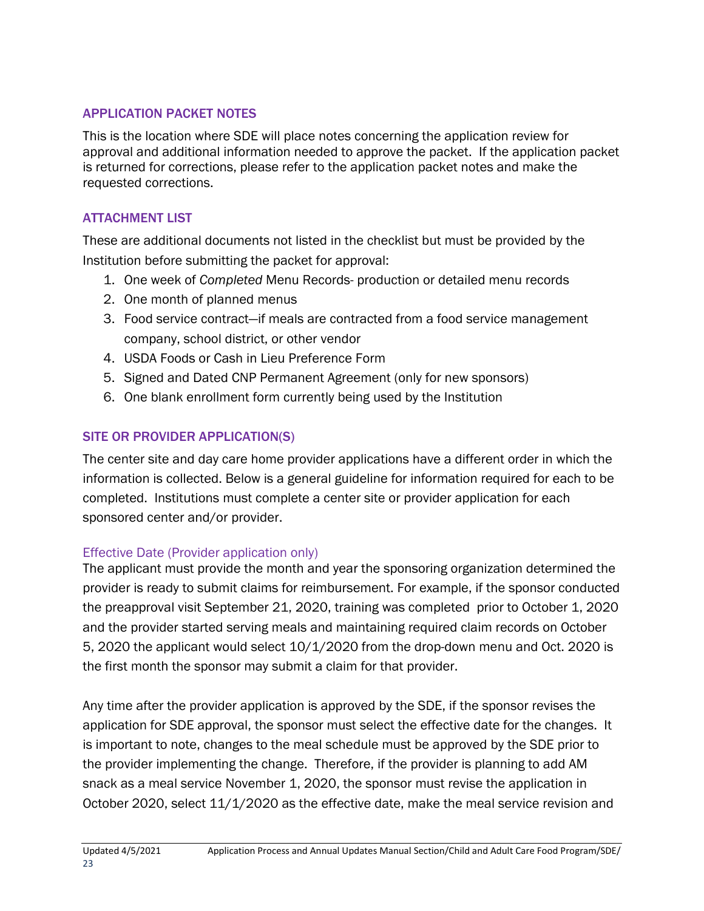### APPLICATION PACKET NOTES

This is the location where SDE will place notes concerning the application review for approval and additional information needed to approve the packet. If the application packet is returned for corrections, please refer to the application packet notes and make the requested corrections.

### ATTACHMENT LIST

These are additional documents not listed in the checklist but must be provided by the Institution before submitting the packet for approval:

1. One week of *Completed* Menu Records- production or detailed menu records
2. One month of planned menus
3. Food service contract—if meals are contracted from a food service management company, school district, or other vendor
4. USDA Foods or Cash in Lieu Preference Form
5. Signed and Dated CNP Permanent Agreement (only for new sponsors)
6. One blank enrollment form currently being used by the Institution

### SITE OR PROVIDER APPLICATION(S)

The center site and day care home provider applications have a different order in which the information is collected. Below is a general guideline for information required for each to be completed. Institutions must complete a center site or provider application for each sponsored center and/or provider.

#### Effective Date (Provider application only)

The applicant must provide the month and year the sponsoring organization determined the provider is ready to submit claims for reimbursement. For example, if the sponsor conducted the preapproval visit September 21, 2020, training was completed prior to October 1, 2020 and the provider started serving meals and maintaining required claim records on October 5, 2020 the applicant would select 10/1/2020 from the drop-down menu and Oct. 2020 is the first month the sponsor may submit a claim for that provider.

Any time after the provider application is approved by the SDE, if the sponsor revises the application for SDE approval, the sponsor must select the effective date for the changes. It is important to note, changes to the meal schedule must be approved by the SDE prior to the provider implementing the change. Therefore, if the provider is planning to add AM snack as a meal service November 1, 2020, the sponsor must revise the application in October 2020, select 11/1/2020 as the effective date, make the meal service revision and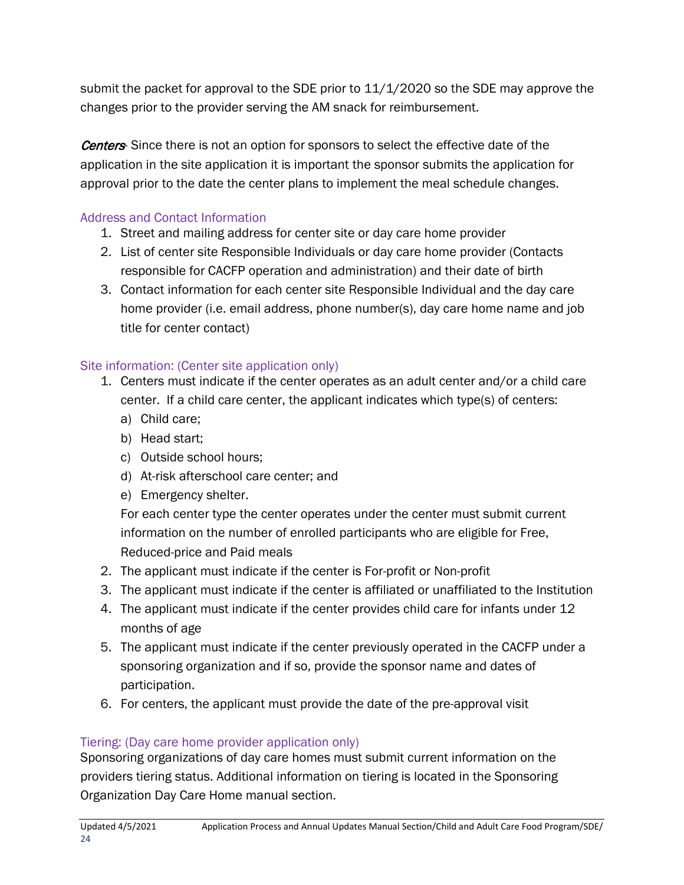submit the packet for approval to the SDE prior to 11/1/2020 so the SDE may approve the changes prior to the provider serving the AM snack for reimbursement.

*Centers*- Since there is not an option for sponsors to select the effective date of the application in the site application it is important the sponsor submits the application for approval prior to the date the center plans to implement the meal schedule changes.

### Address and Contact Information

1. Street and mailing address for center site or day care home provider
2. List of center site Responsible Individuals or day care home provider (Contacts responsible for CACFP operation and administration) and their date of birth
3. Contact information for each center site Responsible Individual and the day care home provider (i.e. email address, phone number(s), day care home name and job title for center contact)

### Site information: (Center site application only)

1. Centers must indicate if the center operates as an adult center and/or a child care center. If a child care center, the applicant indicates which type(s) of centers:
   a) Child care;
   b) Head start;
   c) Outside school hours;
   d) At-risk afterschool care center; and
   e) Emergency shelter.

   For each center type the center operates under the center must submit current information on the number of enrolled participants who are eligible for Free, Reduced-price and Paid meals
2. The applicant must indicate if the center is For-profit or Non-profit
3. The applicant must indicate if the center is affiliated or unaffiliated to the Institution
4. The applicant must indicate if the center provides child care for infants under 12 months of age
5. The applicant must indicate if the center previously operated in the CACFP under a sponsoring organization and if so, provide the sponsor name and dates of participation.
6. For centers, the applicant must provide the date of the pre-approval visit

### Tiering: (Day care home provider application only)

Sponsoring organizations of day care homes must submit current information on the providers tiering status. Additional information on tiering is located in the Sponsoring Organization Day Care Home manual section.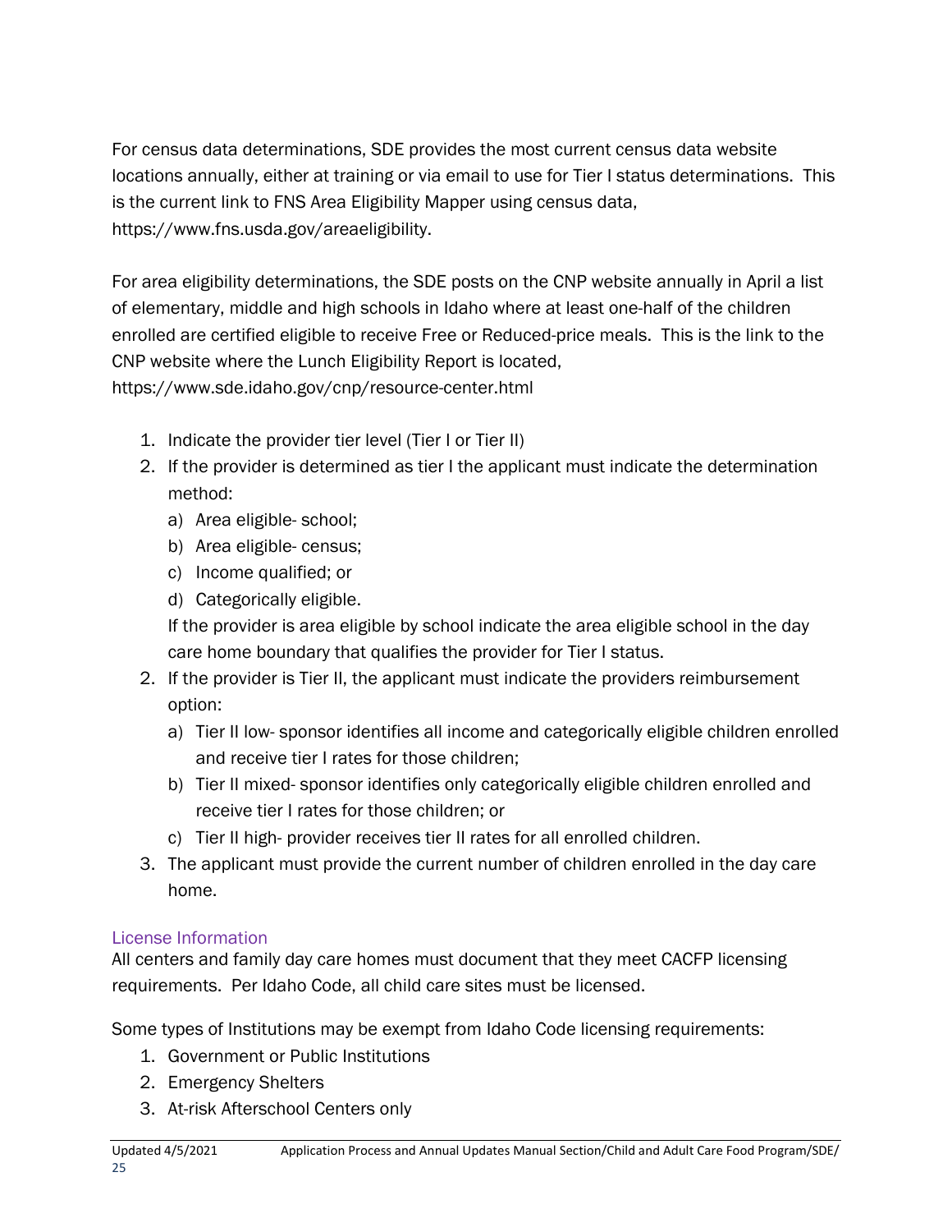For census data determinations, SDE provides the most current census data website locations annually, either at training or via email to use for Tier I status determinations. This is the current link to FNS Area Eligibility Mapper using census data, https://www.fns.usda.gov/areaeligibility.

For area eligibility determinations, the SDE posts on the CNP website annually in April a list of elementary, middle and high schools in Idaho where at least one-half of the children enrolled are certified eligible to receive Free or Reduced-price meals. This is the link to the CNP website where the Lunch Eligibility Report is located, https://www.sde.idaho.gov/cnp/resource-center.html

1. Indicate the provider tier level (Tier I or Tier II)
2. If the provider is determined as tier I the applicant must indicate the determination method:
   a) Area eligible- school;
   b) Area eligible- census;
   c) Income qualified; or
   d) Categorically eligible.

   If the provider is area eligible by school indicate the area eligible school in the day care home boundary that qualifies the provider for Tier I status.
2. If the provider is Tier II, the applicant must indicate the providers reimbursement option:
   a) Tier II low- sponsor identifies all income and categorically eligible children enrolled and receive tier I rates for those children;
   b) Tier II mixed- sponsor identifies only categorically eligible children enrolled and receive tier I rates for those children; or
   c) Tier II high- provider receives tier II rates for all enrolled children.
3. The applicant must provide the current number of children enrolled in the day care home.

### License Information

All centers and family day care homes must document that they meet CACFP licensing requirements. Per Idaho Code, all child care sites must be licensed.

Some types of Institutions may be exempt from Idaho Code licensing requirements:

1. Government or Public Institutions
2. Emergency Shelters
3. At-risk Afterschool Centers only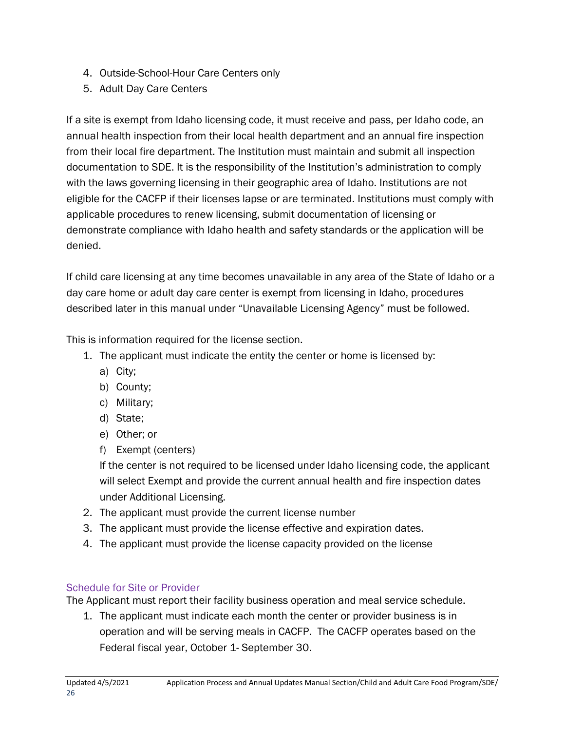4. Outside-School-Hour Care Centers only
5. Adult Day Care Centers

If a site is exempt from Idaho licensing code, it must receive and pass, per Idaho code, an annual health inspection from their local health department and an annual fire inspection from their local fire department. The Institution must maintain and submit all inspection documentation to SDE. It is the responsibility of the Institution's administration to comply with the laws governing licensing in their geographic area of Idaho. Institutions are not eligible for the CACFP if their licenses lapse or are terminated. Institutions must comply with applicable procedures to renew licensing, submit documentation of licensing or demonstrate compliance with Idaho health and safety standards or the application will be denied.

If child care licensing at any time becomes unavailable in any area of the State of Idaho or a day care home or adult day care center is exempt from licensing in Idaho, procedures described later in this manual under "Unavailable Licensing Agency" must be followed.

This is information required for the license section.

1. The applicant must indicate the entity the center or home is licensed by:
   a) City;
   b) County;
   c) Military;
   d) State;
   e) Other; or
   f) Exempt (centers)

   If the center is not required to be licensed under Idaho licensing code, the applicant will select Exempt and provide the current annual health and fire inspection dates under Additional Licensing.
2. The applicant must provide the current license number
3. The applicant must provide the license effective and expiration dates.
4. The applicant must provide the license capacity provided on the license

### Schedule for Site or Provider

The Applicant must report their facility business operation and meal service schedule.

1. The applicant must indicate each month the center or provider business is in operation and will be serving meals in CACFP. The CACFP operates based on the Federal fiscal year, October 1- September 30.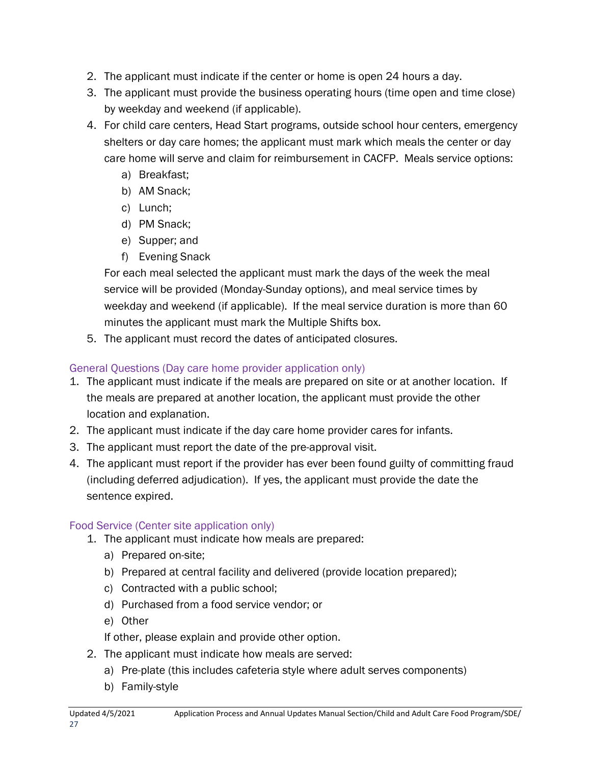2. The applicant must indicate if the center or home is open 24 hours a day.
3. The applicant must provide the business operating hours (time open and time close) by weekday and weekend (if applicable).
4. For child care centers, Head Start programs, outside school hour centers, emergency shelters or day care homes; the applicant must mark which meals the center or day care home will serve and claim for reimbursement in CACFP. Meals service options:
   a) Breakfast;
   b) AM Snack;
   c) Lunch;
   d) PM Snack;
   e) Supper; and
   f) Evening Snack

   For each meal selected the applicant must mark the days of the week the meal service will be provided (Monday-Sunday options), and meal service times by weekday and weekend (if applicable). If the meal service duration is more than 60 minutes the applicant must mark the Multiple Shifts box.
5. The applicant must record the dates of anticipated closures.

### General Questions (Day care home provider application only)

1. The applicant must indicate if the meals are prepared on site or at another location. If the meals are prepared at another location, the applicant must provide the other location and explanation.
2. The applicant must indicate if the day care home provider cares for infants.
3. The applicant must report the date of the pre-approval visit.
4. The applicant must report if the provider has ever been found guilty of committing fraud (including deferred adjudication). If yes, the applicant must provide the date the sentence expired.

### Food Service (Center site application only)

1. The applicant must indicate how meals are prepared:
   a) Prepared on-site;
   b) Prepared at central facility and delivered (provide location prepared);
   c) Contracted with a public school;
   d) Purchased from a food service vendor; or
   e) Other

   If other, please explain and provide other option.
2. The applicant must indicate how meals are served:
   a) Pre-plate (this includes cafeteria style where adult serves components)
   b) Family-style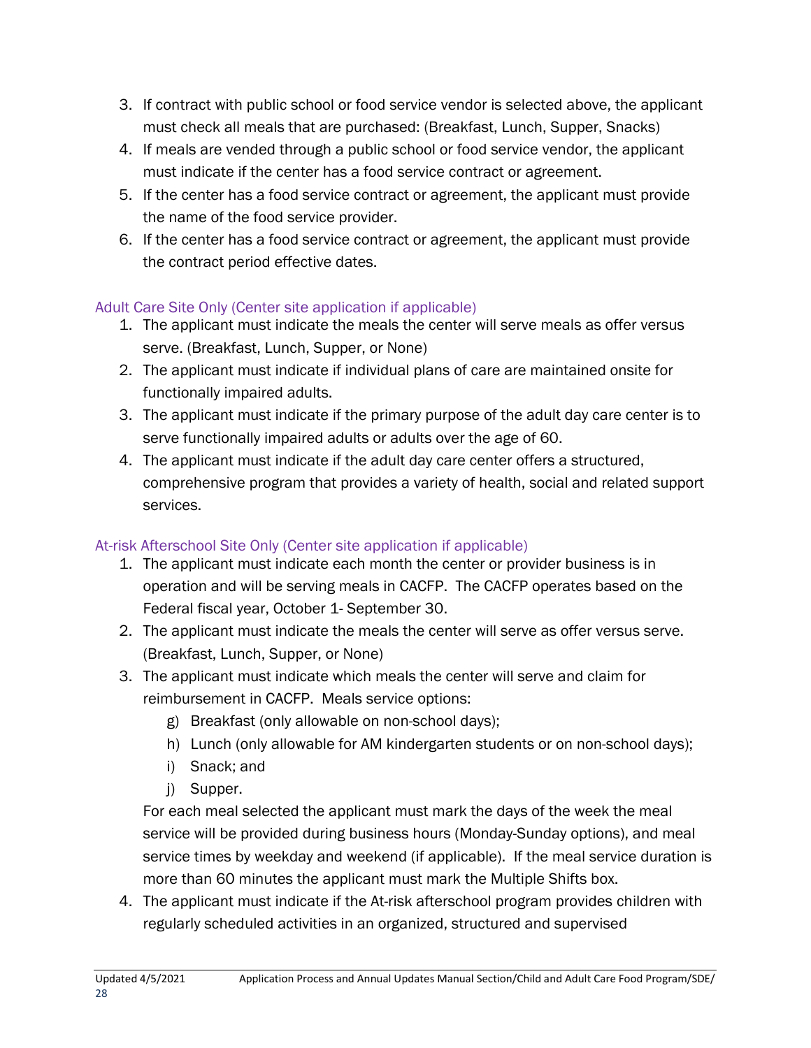3. If contract with public school or food service vendor is selected above, the applicant must check all meals that are purchased: (Breakfast, Lunch, Supper, Snacks)
4. If meals are vended through a public school or food service vendor, the applicant must indicate if the center has a food service contract or agreement.
5. If the center has a food service contract or agreement, the applicant must provide the name of the food service provider.
6. If the center has a food service contract or agreement, the applicant must provide the contract period effective dates.

### Adult Care Site Only (Center site application if applicable)

1. The applicant must indicate the meals the center will serve meals as offer versus serve. (Breakfast, Lunch, Supper, or None)
2. The applicant must indicate if individual plans of care are maintained onsite for functionally impaired adults.
3. The applicant must indicate if the primary purpose of the adult day care center is to serve functionally impaired adults or adults over the age of 60.
4. The applicant must indicate if the adult day care center offers a structured, comprehensive program that provides a variety of health, social and related support services.

### At-risk Afterschool Site Only (Center site application if applicable)

1. The applicant must indicate each month the center or provider business is in operation and will be serving meals in CACFP. The CACFP operates based on the Federal fiscal year, October 1- September 30.
2. The applicant must indicate the meals the center will serve as offer versus serve. (Breakfast, Lunch, Supper, or None)
3. The applicant must indicate which meals the center will serve and claim for reimbursement in CACFP. Meals service options:
   g) Breakfast (only allowable on non-school days);
   h) Lunch (only allowable for AM kindergarten students or on non-school days);
   i) Snack; and
   j) Supper.

   For each meal selected the applicant must mark the days of the week the meal service will be provided during business hours (Monday-Sunday options), and meal service times by weekday and weekend (if applicable). If the meal service duration is more than 60 minutes the applicant must mark the Multiple Shifts box.
4. The applicant must indicate if the At-risk afterschool program provides children with regularly scheduled activities in an organized, structured and supervised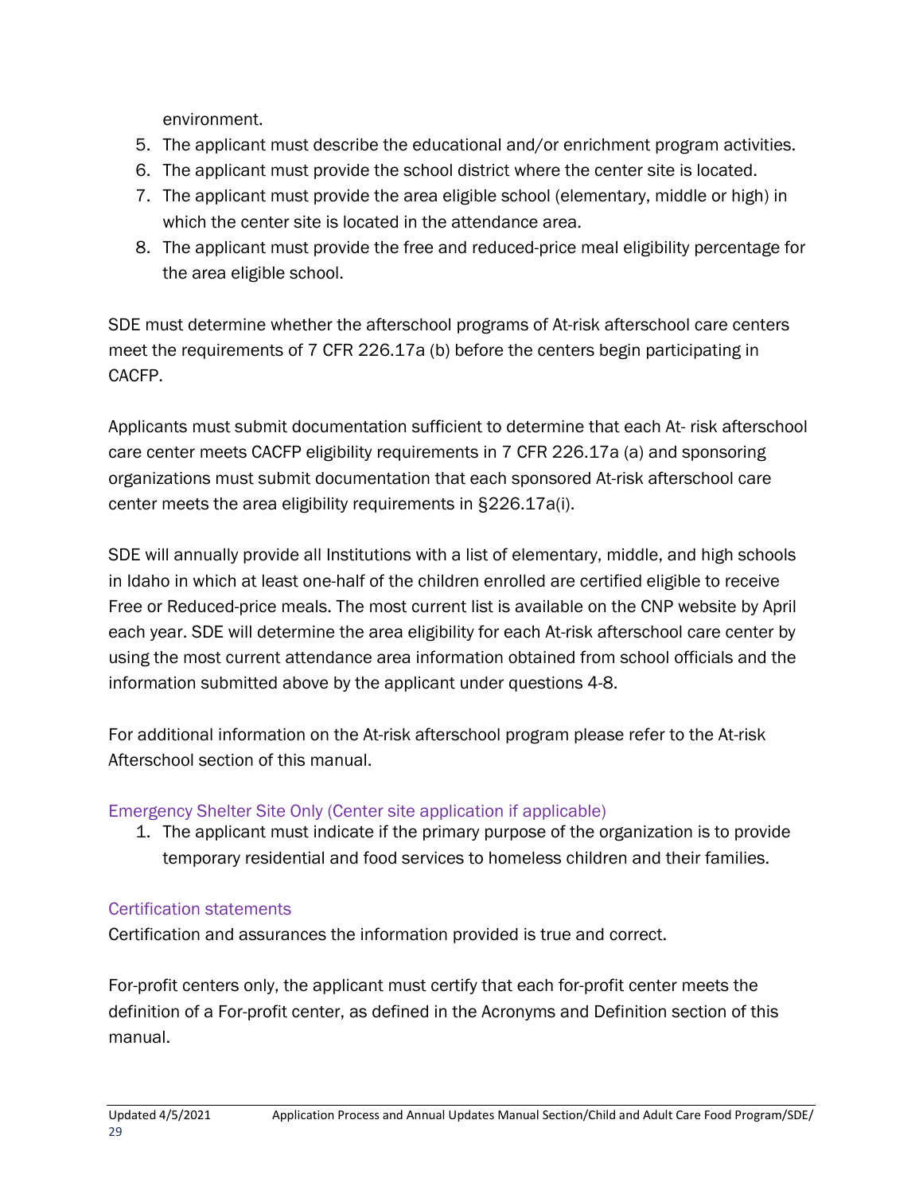environment.

5. The applicant must describe the educational and/or enrichment program activities.
6. The applicant must provide the school district where the center site is located.
7. The applicant must provide the area eligible school (elementary, middle or high) in which the center site is located in the attendance area.
8. The applicant must provide the free and reduced-price meal eligibility percentage for the area eligible school.

SDE must determine whether the afterschool programs of At-risk afterschool care centers meet the requirements of 7 CFR 226.17a (b) before the centers begin participating in CACFP.

Applicants must submit documentation sufficient to determine that each At- risk afterschool care center meets CACFP eligibility requirements in 7 CFR 226.17a (a) and sponsoring organizations must submit documentation that each sponsored At-risk afterschool care center meets the area eligibility requirements in §226.17a(i).

SDE will annually provide all Institutions with a list of elementary, middle, and high schools in Idaho in which at least one-half of the children enrolled are certified eligible to receive Free or Reduced-price meals. The most current list is available on the CNP website by April each year. SDE will determine the area eligibility for each At-risk afterschool care center by using the most current attendance area information obtained from school officials and the information submitted above by the applicant under questions 4-8.

For additional information on the At-risk afterschool program please refer to the At-risk Afterschool section of this manual.

### Emergency Shelter Site Only (Center site application if applicable)

1. The applicant must indicate if the primary purpose of the organization is to provide temporary residential and food services to homeless children and their families.

### Certification statements

Certification and assurances the information provided is true and correct.

For-profit centers only, the applicant must certify that each for-profit center meets the definition of a For-profit center, as defined in the Acronyms and Definition section of this manual.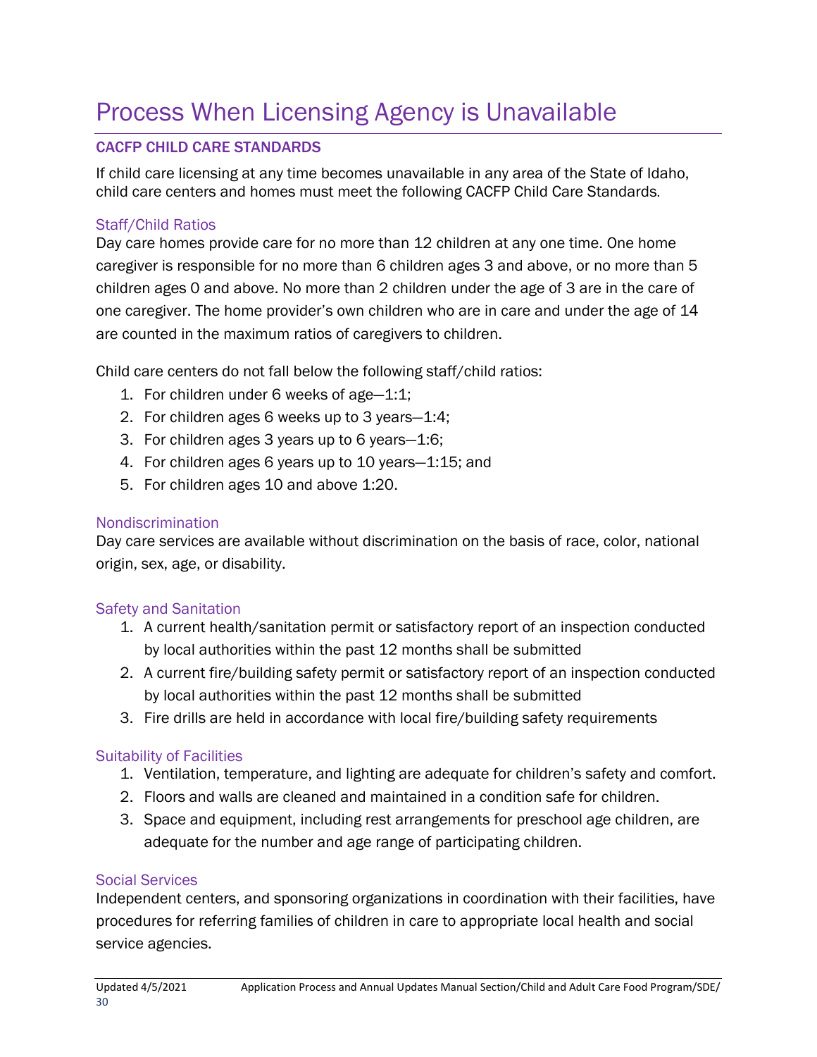# Process When Licensing Agency is Unavailable

## CACFP CHILD CARE STANDARDS

If child care licensing at any time becomes unavailable in any area of the State of Idaho, child care centers and homes must meet the following CACFP Child Care Standards.

### Staff/Child Ratios

Day care homes provide care for no more than 12 children at any one time. One home caregiver is responsible for no more than 6 children ages 3 and above, or no more than 5 children ages 0 and above. No more than 2 children under the age of 3 are in the care of one caregiver. The home provider's own children who are in care and under the age of 14 are counted in the maximum ratios of caregivers to children.

Child care centers do not fall below the following staff/child ratios:

1. For children under 6 weeks of age—1:1;
2. For children ages 6 weeks up to 3 years—1:4;
3. For children ages 3 years up to 6 years—1:6;
4. For children ages 6 years up to 10 years—1:15; and
5. For children ages 10 and above 1:20.

### Nondiscrimination

Day care services are available without discrimination on the basis of race, color, national origin, sex, age, or disability.

### Safety and Sanitation

1. A current health/sanitation permit or satisfactory report of an inspection conducted by local authorities within the past 12 months shall be submitted
2. A current fire/building safety permit or satisfactory report of an inspection conducted by local authorities within the past 12 months shall be submitted
3. Fire drills are held in accordance with local fire/building safety requirements

### Suitability of Facilities

1. Ventilation, temperature, and lighting are adequate for children's safety and comfort.
2. Floors and walls are cleaned and maintained in a condition safe for children.
3. Space and equipment, including rest arrangements for preschool age children, are adequate for the number and age range of participating children.

### Social Services

Independent centers, and sponsoring organizations in coordination with their facilities, have procedures for referring families of children in care to appropriate local health and social service agencies.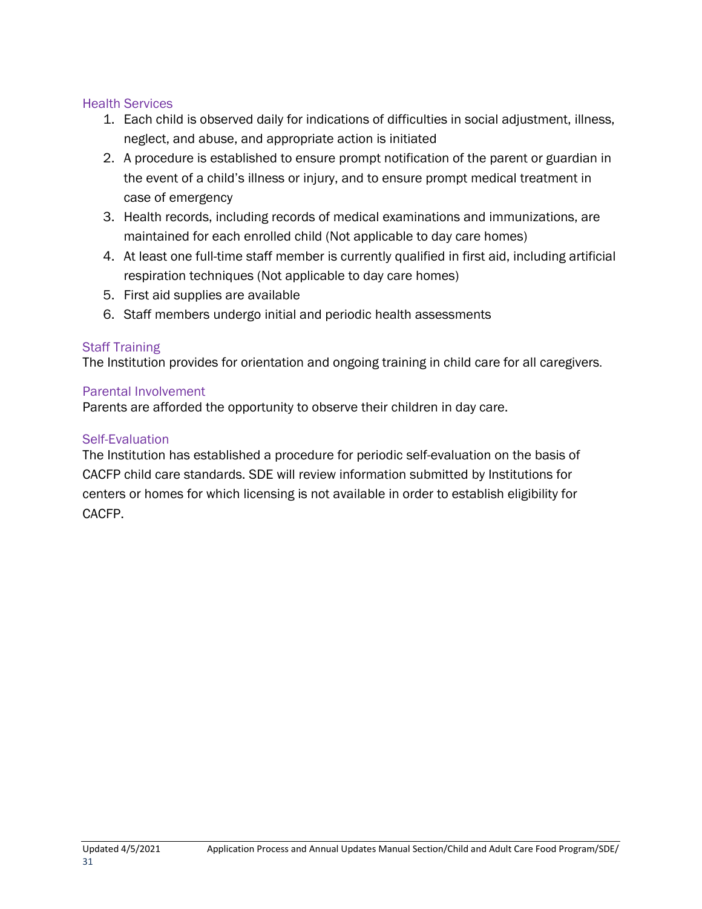### Health Services

1. Each child is observed daily for indications of difficulties in social adjustment, illness, neglect, and abuse, and appropriate action is initiated
2. A procedure is established to ensure prompt notification of the parent or guardian in the event of a child's illness or injury, and to ensure prompt medical treatment in case of emergency
3. Health records, including records of medical examinations and immunizations, are maintained for each enrolled child (Not applicable to day care homes)
4. At least one full-time staff member is currently qualified in first aid, including artificial respiration techniques (Not applicable to day care homes)
5. First aid supplies are available
6. Staff members undergo initial and periodic health assessments

### Staff Training

The Institution provides for orientation and ongoing training in child care for all caregivers.

### Parental Involvement

Parents are afforded the opportunity to observe their children in day care.

### Self-Evaluation

The Institution has established a procedure for periodic self-evaluation on the basis of CACFP child care standards. SDE will review information submitted by Institutions for centers or homes for which licensing is not available in order to establish eligibility for CACFP.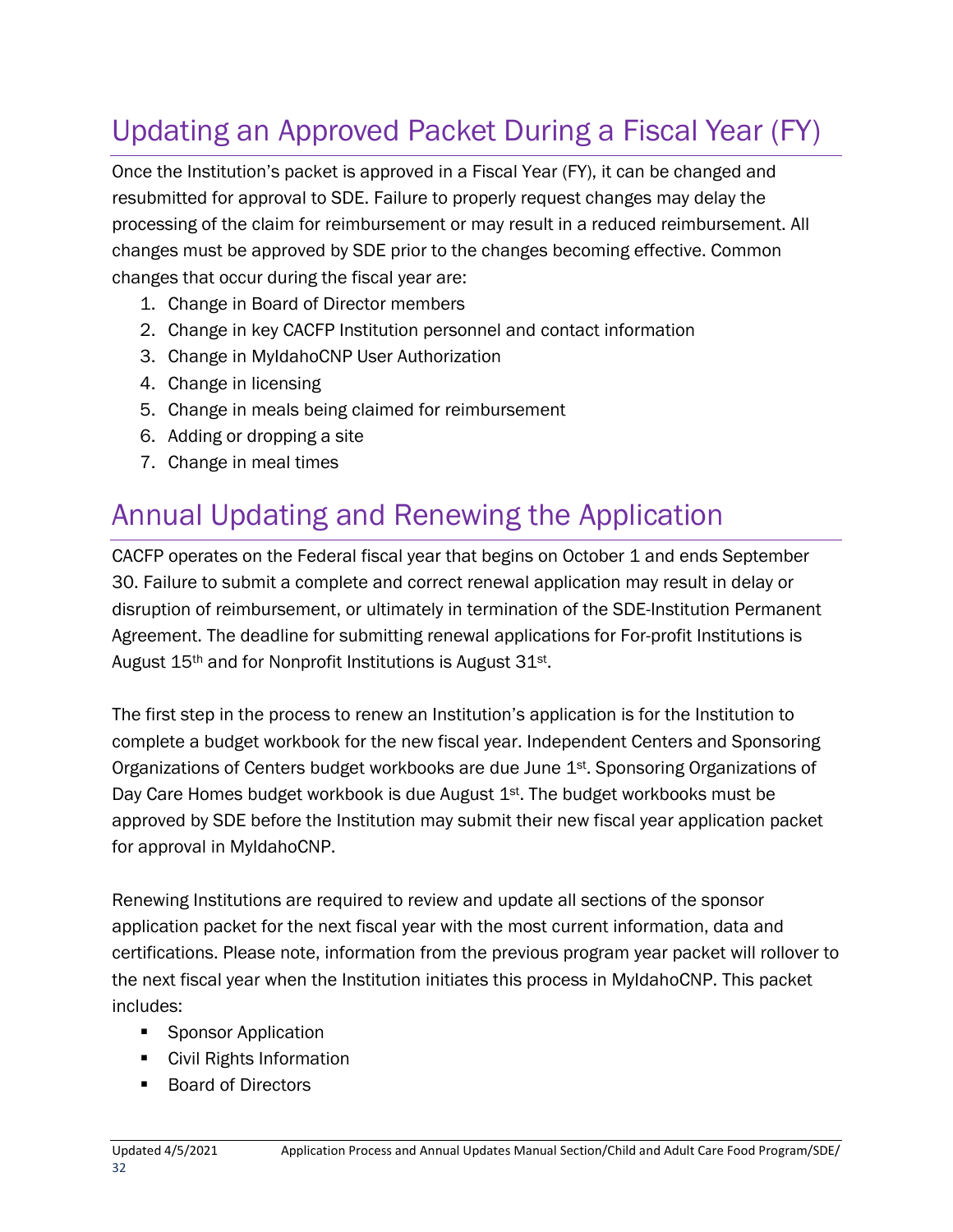# Updating an Approved Packet During a Fiscal Year (FY)

Once the Institution's packet is approved in a Fiscal Year (FY), it can be changed and resubmitted for approval to SDE. Failure to properly request changes may delay the processing of the claim for reimbursement or may result in a reduced reimbursement. All changes must be approved by SDE prior to the changes becoming effective. Common changes that occur during the fiscal year are:

1. Change in Board of Director members
2. Change in key CACFP Institution personnel and contact information
3. Change in MyIdahoCNP User Authorization
4. Change in licensing
5. Change in meals being claimed for reimbursement
6. Adding or dropping a site
7. Change in meal times

# Annual Updating and Renewing the Application

CACFP operates on the Federal fiscal year that begins on October 1 and ends September 30. Failure to submit a complete and correct renewal application may result in delay or disruption of reimbursement, or ultimately in termination of the SDE-Institution Permanent Agreement. The deadline for submitting renewal applications for For-profit Institutions is August 15th and for Nonprofit Institutions is August 31st.

The first step in the process to renew an Institution's application is for the Institution to complete a budget workbook for the new fiscal year. Independent Centers and Sponsoring Organizations of Centers budget workbooks are due June 1st. Sponsoring Organizations of Day Care Homes budget workbook is due August 1st. The budget workbooks must be approved by SDE before the Institution may submit their new fiscal year application packet for approval in MyIdahoCNP.

Renewing Institutions are required to review and update all sections of the sponsor application packet for the next fiscal year with the most current information, data and certifications. Please note, information from the previous program year packet will rollover to the next fiscal year when the Institution initiates this process in MyIdahoCNP. This packet includes:

- Sponsor Application
- Civil Rights Information
- Board of Directors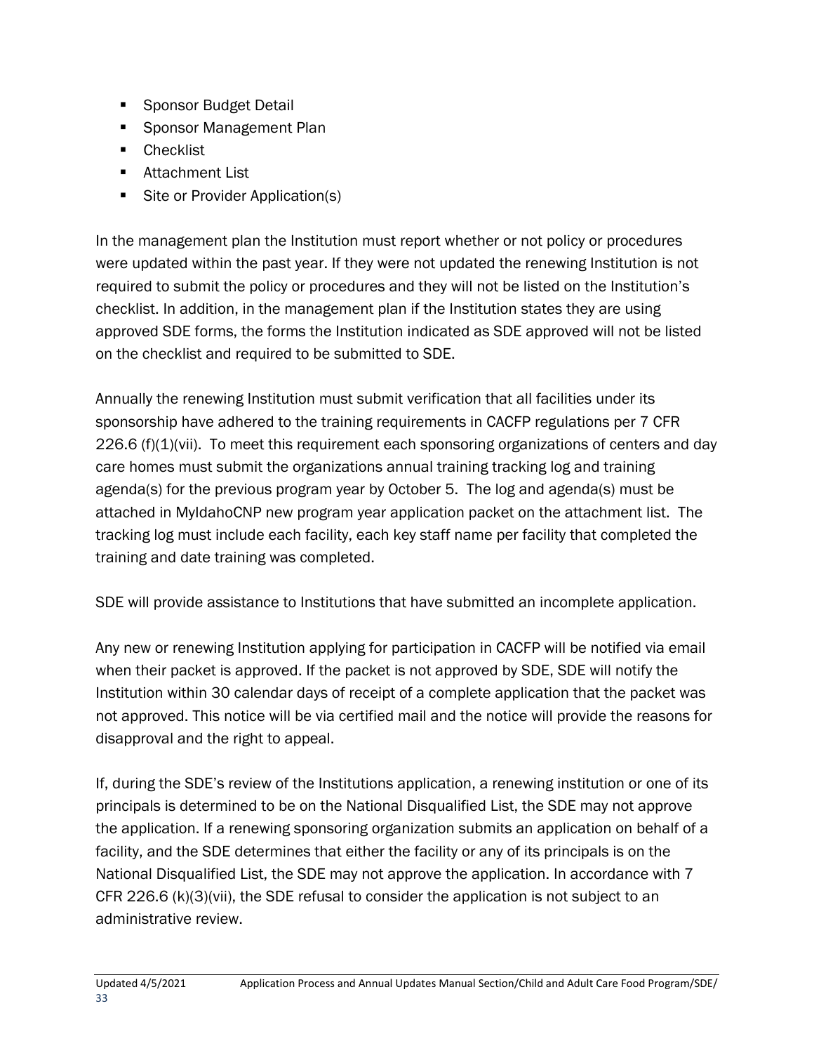- Sponsor Budget Detail
- Sponsor Management Plan
- Checklist
- Attachment List
- Site or Provider Application(s)

In the management plan the Institution must report whether or not policy or procedures were updated within the past year. If they were not updated the renewing Institution is not required to submit the policy or procedures and they will not be listed on the Institution's checklist. In addition, in the management plan if the Institution states they are using approved SDE forms, the forms the Institution indicated as SDE approved will not be listed on the checklist and required to be submitted to SDE.

Annually the renewing Institution must submit verification that all facilities under its sponsorship have adhered to the training requirements in CACFP regulations per 7 CFR 226.6 (f)(1)(vii). To meet this requirement each sponsoring organizations of centers and day care homes must submit the organizations annual training tracking log and training agenda(s) for the previous program year by October 5. The log and agenda(s) must be attached in MyIdahoCNP new program year application packet on the attachment list. The tracking log must include each facility, each key staff name per facility that completed the training and date training was completed.

SDE will provide assistance to Institutions that have submitted an incomplete application.

Any new or renewing Institution applying for participation in CACFP will be notified via email when their packet is approved. If the packet is not approved by SDE, SDE will notify the Institution within 30 calendar days of receipt of a complete application that the packet was not approved. This notice will be via certified mail and the notice will provide the reasons for disapproval and the right to appeal.

If, during the SDE's review of the Institutions application, a renewing institution or one of its principals is determined to be on the National Disqualified List, the SDE may not approve the application. If a renewing sponsoring organization submits an application on behalf of a facility, and the SDE determines that either the facility or any of its principals is on the National Disqualified List, the SDE may not approve the application. In accordance with 7 CFR 226.6 (k)(3)(vii), the SDE refusal to consider the application is not subject to an administrative review.